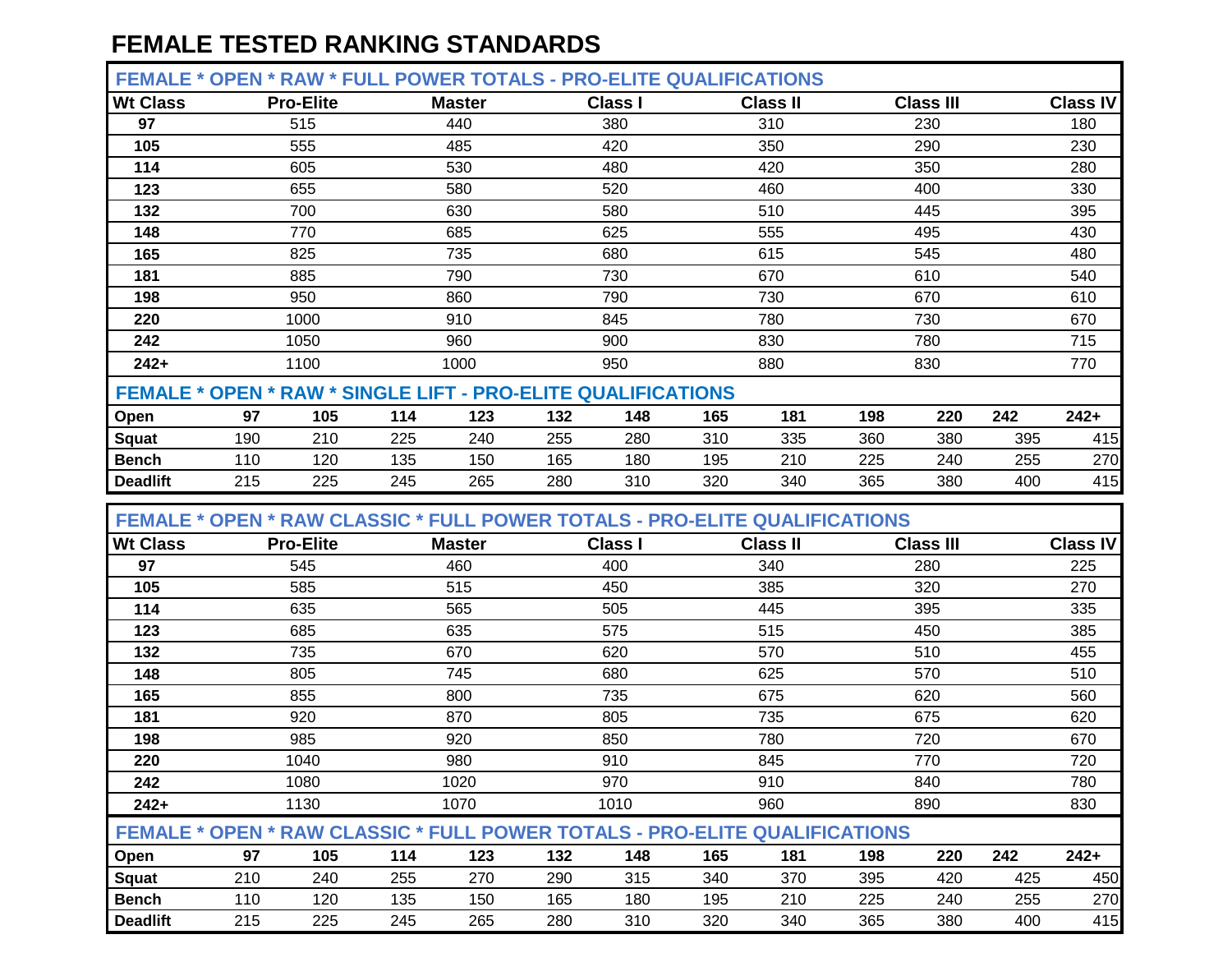# FEMALE TESTED RANKING STANDARDS

## FEMALE * OPEN * RAW * FULL POWER TOTALS - PRO-ELITE QUALIFICATIONS

| Wt Class | Pro-Elite | Master | Class I | Class II | Class III | Class IV |
|---|---|---|---|---|---|---|
| 97 | 515 | 440 | 380 | 310 | 230 | 180 |
| 105 | 555 | 485 | 420 | 350 | 290 | 230 |
| 114 | 605 | 530 | 480 | 420 | 350 | 280 |
| 123 | 655 | 580 | 520 | 460 | 400 | 330 |
| 132 | 700 | 630 | 580 | 510 | 445 | 395 |
| 148 | 770 | 685 | 625 | 555 | 495 | 430 |
| 165 | 825 | 735 | 680 | 615 | 545 | 480 |
| 181 | 885 | 790 | 730 | 670 | 610 | 540 |
| 198 | 950 | 860 | 790 | 730 | 670 | 610 |
| 220 | 1000 | 910 | 845 | 780 | 730 | 670 |
| 242 | 1050 | 960 | 900 | 830 | 780 | 715 |
| 242+ | 1100 | 1000 | 950 | 880 | 830 | 770 |

## FEMALE * OPEN * RAW * SINGLE LIFT - PRO-ELITE QUALIFICATIONS

| Open | 97 | 105 | 114 | 123 | 132 | 148 | 165 | 181 | 198 | 220 | 242 | 242+ |
|---|---|---|---|---|---|---|---|---|---|---|---|---|
| Squat | 190 | 210 | 225 | 240 | 255 | 280 | 310 | 335 | 360 | 380 | 395 | 415 |
| Bench | 110 | 120 | 135 | 150 | 165 | 180 | 195 | 210 | 225 | 240 | 255 | 270 |
| Deadlift | 215 | 225 | 245 | 265 | 280 | 310 | 320 | 340 | 365 | 380 | 400 | 415 |

## FEMALE * OPEN * RAW CLASSIC * FULL POWER TOTALS - PRO-ELITE QUALIFICATIONS

| Wt Class | Pro-Elite | Master | Class I | Class II | Class III | Class IV |
|---|---|---|---|---|---|---|
| 97 | 545 | 460 | 400 | 340 | 280 | 225 |
| 105 | 585 | 515 | 450 | 385 | 320 | 270 |
| 114 | 635 | 565 | 505 | 445 | 395 | 335 |
| 123 | 685 | 635 | 575 | 515 | 450 | 385 |
| 132 | 735 | 670 | 620 | 570 | 510 | 455 |
| 148 | 805 | 745 | 680 | 625 | 570 | 510 |
| 165 | 855 | 800 | 735 | 675 | 620 | 560 |
| 181 | 920 | 870 | 805 | 735 | 675 | 620 |
| 198 | 985 | 920 | 850 | 780 | 720 | 670 |
| 220 | 1040 | 980 | 910 | 845 | 770 | 720 |
| 242 | 1080 | 1020 | 970 | 910 | 840 | 780 |
| 242+ | 1130 | 1070 | 1010 | 960 | 890 | 830 |

## FEMALE * OPEN * RAW CLASSIC * FULL POWER TOTALS - PRO-ELITE QUALIFICATIONS

| Open | 97 | 105 | 114 | 123 | 132 | 148 | 165 | 181 | 198 | 220 | 242 | 242+ |
|---|---|---|---|---|---|---|---|---|---|---|---|---|
| Squat | 210 | 240 | 255 | 270 | 290 | 315 | 340 | 370 | 395 | 420 | 425 | 450 |
| Bench | 110 | 120 | 135 | 150 | 165 | 180 | 195 | 210 | 225 | 240 | 255 | 270 |
| Deadlift | 215 | 225 | 245 | 265 | 280 | 310 | 320 | 340 | 365 | 380 | 400 | 415 |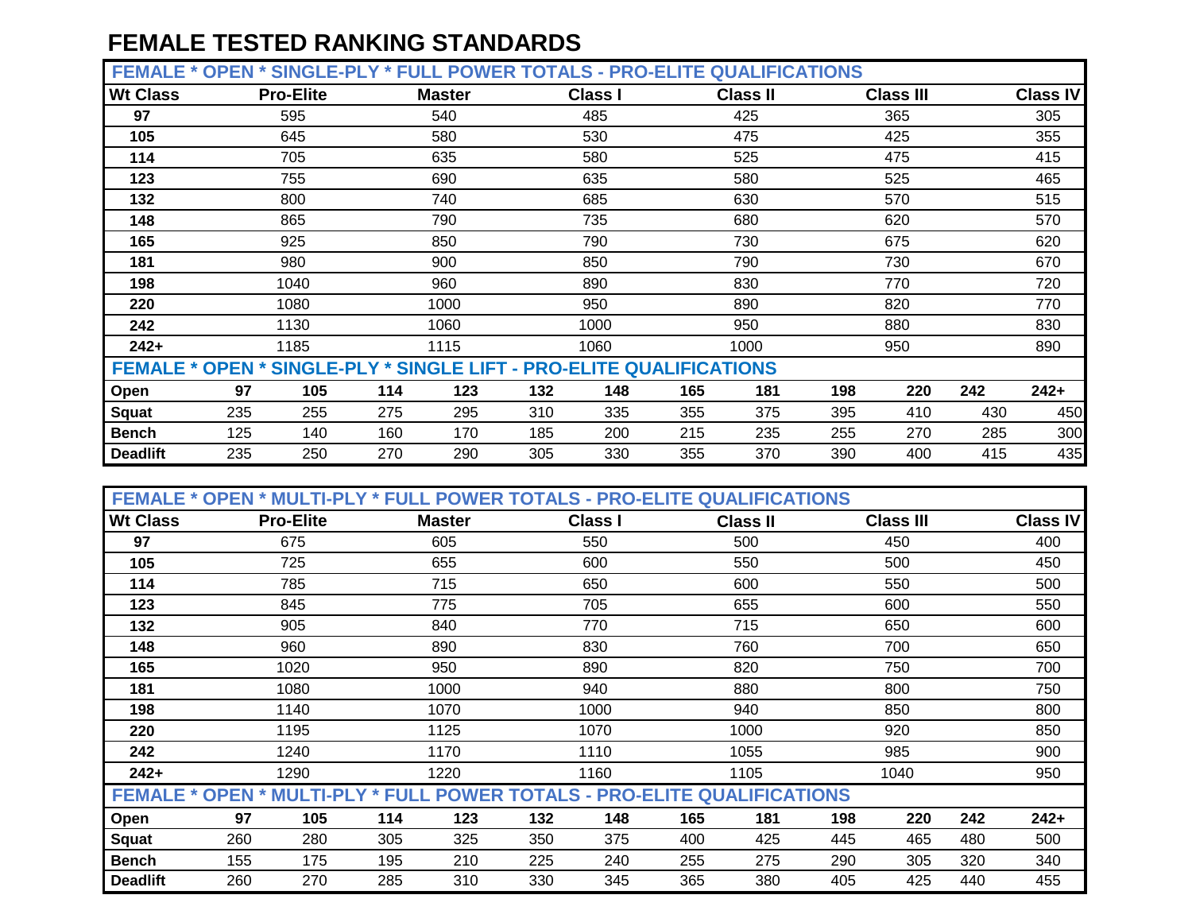# FEMALE TESTED RANKING STANDARDS

| FEMALE * OPEN * SINGLE-PLY * FULL POWER TOTALS - PRO-ELITE QUALIFICATIONS | | | | | | |
|---|---|---|---|---|---|---|
| Wt Class | Pro-Elite | Master | Class I | Class II | Class III | Class IV |
| 97 | 595 | 540 | 485 | 425 | 365 | 305 |
| 105 | 645 | 580 | 530 | 475 | 425 | 355 |
| 114 | 705 | 635 | 580 | 525 | 475 | 415 |
| 123 | 755 | 690 | 635 | 580 | 525 | 465 |
| 132 | 800 | 740 | 685 | 630 | 570 | 515 |
| 148 | 865 | 790 | 735 | 680 | 620 | 570 |
| 165 | 925 | 850 | 790 | 730 | 675 | 620 |
| 181 | 980 | 900 | 850 | 790 | 730 | 670 |
| 198 | 1040 | 960 | 890 | 830 | 770 | 720 |
| 220 | 1080 | 1000 | 950 | 890 | 820 | 770 |
| 242 | 1130 | 1060 | 1000 | 950 | 880 | 830 |
| 242+ | 1185 | 1115 | 1060 | 1000 | 950 | 890 |

| FEMALE * OPEN * SINGLE-PLY * SINGLE LIFT - PRO-ELITE QUALIFICATIONS | | | | | | | | | | | | |
|---|---|---|---|---|---|---|---|---|---|---|---|---|
| Open | 97 | 105 | 114 | 123 | 132 | 148 | 165 | 181 | 198 | 220 | 242 | 242+ |
| Squat | 235 | 255 | 275 | 295 | 310 | 335 | 355 | 375 | 395 | 410 | 430 | 450 |
| Bench | 125 | 140 | 160 | 170 | 185 | 200 | 215 | 235 | 255 | 270 | 285 | 300 |
| Deadlift | 235 | 250 | 270 | 290 | 305 | 330 | 355 | 370 | 390 | 400 | 415 | 435 |

| FEMALE * OPEN * MULTI-PLY * FULL POWER TOTALS - PRO-ELITE QUALIFICATIONS | | | | | | |
|---|---|---|---|---|---|---|
| Wt Class | Pro-Elite | Master | Class I | Class II | Class III | Class IV |
| 97 | 675 | 605 | 550 | 500 | 450 | 400 |
| 105 | 725 | 655 | 600 | 550 | 500 | 450 |
| 114 | 785 | 715 | 650 | 600 | 550 | 500 |
| 123 | 845 | 775 | 705 | 655 | 600 | 550 |
| 132 | 905 | 840 | 770 | 715 | 650 | 600 |
| 148 | 960 | 890 | 830 | 760 | 700 | 650 |
| 165 | 1020 | 950 | 890 | 820 | 750 | 700 |
| 181 | 1080 | 1000 | 940 | 880 | 800 | 750 |
| 198 | 1140 | 1070 | 1000 | 940 | 850 | 800 |
| 220 | 1195 | 1125 | 1070 | 1000 | 920 | 850 |
| 242 | 1240 | 1170 | 1110 | 1055 | 985 | 900 |
| 242+ | 1290 | 1220 | 1160 | 1105 | 1040 | 950 |

| FEMALE * OPEN * MULTI-PLY * FULL POWER TOTALS - PRO-ELITE QUALIFICATIONS | | | | | | | | | | | | |
|---|---|---|---|---|---|---|---|---|---|---|---|---|
| Open | 97 | 105 | 114 | 123 | 132 | 148 | 165 | 181 | 198 | 220 | 242 | 242+ |
| Squat | 260 | 280 | 305 | 325 | 350 | 375 | 400 | 425 | 445 | 465 | 480 | 500 |
| Bench | 155 | 175 | 195 | 210 | 225 | 240 | 255 | 275 | 290 | 305 | 320 | 340 |
| Deadlift | 260 | 270 | 285 | 310 | 330 | 345 | 365 | 380 | 405 | 425 | 440 | 455 |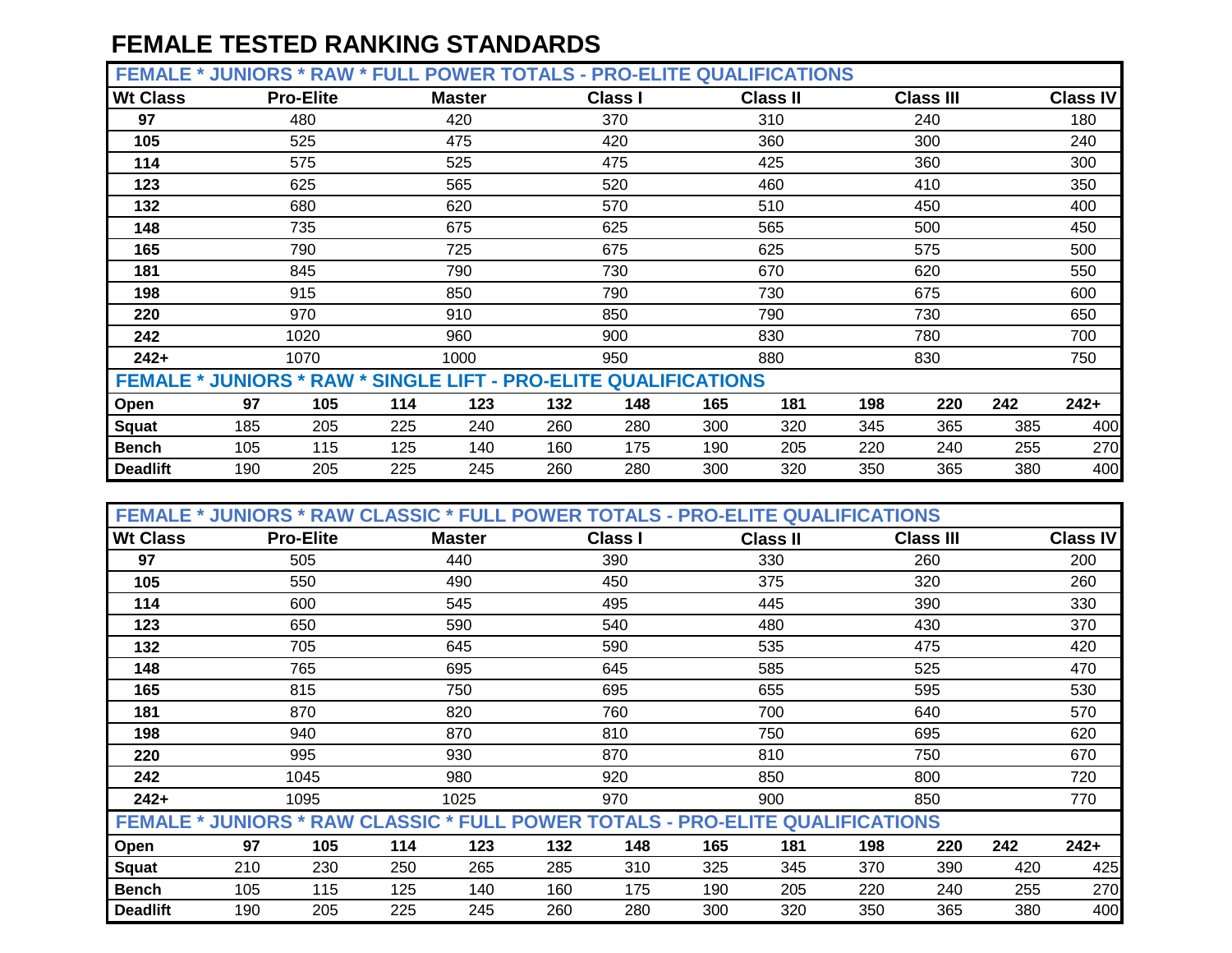# FEMALE TESTED RANKING STANDARDS

| FEMALE * JUNIORS * RAW * FULL POWER TOTALS - PRO-ELITE QUALIFICATIONS | | | | | | |
|---|---|---|---|---|---|---|
| **Wt Class** | **Pro-Elite** | **Master** | **Class I** | **Class II** | **Class III** | **Class IV** |
| **97** | 480 | 420 | 370 | 310 | 240 | 180 |
| **105** | 525 | 475 | 420 | 360 | 300 | 240 |
| **114** | 575 | 525 | 475 | 425 | 360 | 300 |
| **123** | 625 | 565 | 520 | 460 | 410 | 350 |
| **132** | 680 | 620 | 570 | 510 | 450 | 400 |
| **148** | 735 | 675 | 625 | 565 | 500 | 450 |
| **165** | 790 | 725 | 675 | 625 | 575 | 500 |
| **181** | 845 | 790 | 730 | 670 | 620 | 550 |
| **198** | 915 | 850 | 790 | 730 | 675 | 600 |
| **220** | 970 | 910 | 850 | 790 | 730 | 650 |
| **242** | 1020 | 960 | 900 | 830 | 780 | 700 |
| **242+** | 1070 | 1000 | 950 | 880 | 830 | 750 |

| FEMALE * JUNIORS * RAW * SINGLE LIFT - PRO-ELITE QUALIFICATIONS | | | | | | | | | | | | |
|---|---|---|---|---|---|---|---|---|---|---|---|---|
| **Open** | **97** | **105** | **114** | **123** | **132** | **148** | **165** | **181** | **198** | **220** | **242** | **242+** |
| **Squat** | 185 | 205 | 225 | 240 | 260 | 280 | 300 | 320 | 345 | 365 | 385 | 400 |
| **Bench** | 105 | 115 | 125 | 140 | 160 | 175 | 190 | 205 | 220 | 240 | 255 | 270 |
| **Deadlift** | 190 | 205 | 225 | 245 | 260 | 280 | 300 | 320 | 350 | 365 | 380 | 400 |

| FEMALE * JUNIORS * RAW CLASSIC * FULL POWER TOTALS - PRO-ELITE QUALIFICATIONS | | | | | | |
|---|---|---|---|---|---|---|
| **Wt Class** | **Pro-Elite** | **Master** | **Class I** | **Class II** | **Class III** | **Class IV** |
| **97** | 505 | 440 | 390 | 330 | 260 | 200 |
| **105** | 550 | 490 | 450 | 375 | 320 | 260 |
| **114** | 600 | 545 | 495 | 445 | 390 | 330 |
| **123** | 650 | 590 | 540 | 480 | 430 | 370 |
| **132** | 705 | 645 | 590 | 535 | 475 | 420 |
| **148** | 765 | 695 | 645 | 585 | 525 | 470 |
| **165** | 815 | 750 | 695 | 655 | 595 | 530 |
| **181** | 870 | 820 | 760 | 700 | 640 | 570 |
| **198** | 940 | 870 | 810 | 750 | 695 | 620 |
| **220** | 995 | 930 | 870 | 810 | 750 | 670 |
| **242** | 1045 | 980 | 920 | 850 | 800 | 720 |
| **242+** | 1095 | 1025 | 970 | 900 | 850 | 770 |

| FEMALE * JUNIORS * RAW CLASSIC * FULL POWER TOTALS - PRO-ELITE QUALIFICATIONS | | | | | | | | | | | | |
|---|---|---|---|---|---|---|---|---|---|---|---|---|
| **Open** | **97** | **105** | **114** | **123** | **132** | **148** | **165** | **181** | **198** | **220** | **242** | **242+** |
| **Squat** | 210 | 230 | 250 | 265 | 285 | 310 | 325 | 345 | 370 | 390 | 420 | 425 |
| **Bench** | 105 | 115 | 125 | 140 | 160 | 175 | 190 | 205 | 220 | 240 | 255 | 270 |
| **Deadlift** | 190 | 205 | 225 | 245 | 260 | 280 | 300 | 320 | 350 | 365 | 380 | 400 |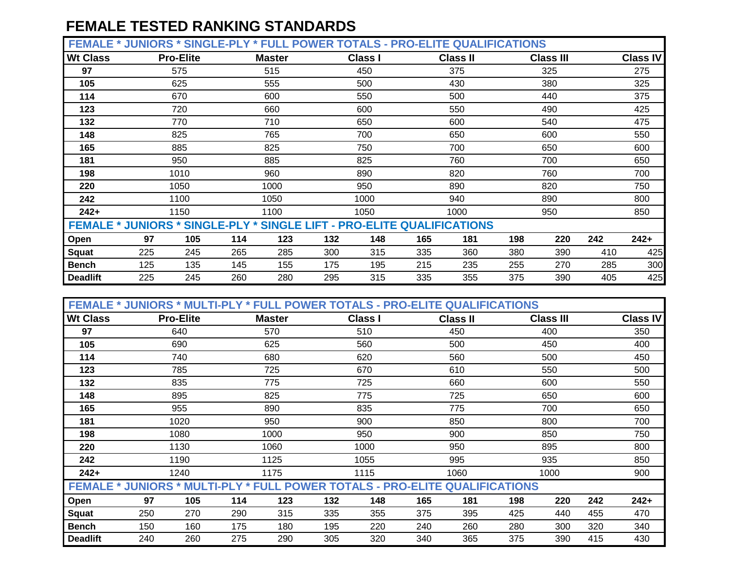# FEMALE TESTED RANKING STANDARDS

| FEMALE * JUNIORS * SINGLE-PLY * FULL POWER TOTALS - PRO-ELITE QUALIFICATIONS | | | | | | |
|---|---|---|---|---|---|---|
| **Wt Class** | **Pro-Elite** | **Master** | **Class I** | **Class II** | **Class III** | **Class IV** |
| **97** | 575 | 515 | 450 | 375 | 325 | 275 |
| **105** | 625 | 555 | 500 | 430 | 380 | 325 |
| **114** | 670 | 600 | 550 | 500 | 440 | 375 |
| **123** | 720 | 660 | 600 | 550 | 490 | 425 |
| **132** | 770 | 710 | 650 | 600 | 540 | 475 |
| **148** | 825 | 765 | 700 | 650 | 600 | 550 |
| **165** | 885 | 825 | 750 | 700 | 650 | 600 |
| **181** | 950 | 885 | 825 | 760 | 700 | 650 |
| **198** | 1010 | 960 | 890 | 820 | 760 | 700 |
| **220** | 1050 | 1000 | 950 | 890 | 820 | 750 |
| **242** | 1100 | 1050 | 1000 | 940 | 890 | 800 |
| **242+** | 1150 | 1100 | 1050 | 1000 | 950 | 850 |

| FEMALE * JUNIORS * SINGLE-PLY * SINGLE LIFT - PRO-ELITE QUALIFICATIONS | | | | | | | | | | | | |
|---|---|---|---|---|---|---|---|---|---|---|---|---|
| **Open** | **97** | **105** | **114** | **123** | **132** | **148** | **165** | **181** | **198** | **220** | **242** | **242+** |
| **Squat** | 225 | 245 | 265 | 285 | 300 | 315 | 335 | 360 | 380 | 390 | 410 | 425 |
| **Bench** | 125 | 135 | 145 | 155 | 175 | 195 | 215 | 235 | 255 | 270 | 285 | 300 |
| **Deadlift** | 225 | 245 | 260 | 280 | 295 | 315 | 335 | 355 | 375 | 390 | 405 | 425 |

| FEMALE * JUNIORS * MULTI-PLY * FULL POWER TOTALS - PRO-ELITE QUALIFICATIONS | | | | | | |
|---|---|---|---|---|---|---|
| **Wt Class** | **Pro-Elite** | **Master** | **Class I** | **Class II** | **Class III** | **Class IV** |
| **97** | 640 | 570 | 510 | 450 | 400 | 350 |
| **105** | 690 | 625 | 560 | 500 | 450 | 400 |
| **114** | 740 | 680 | 620 | 560 | 500 | 450 |
| **123** | 785 | 725 | 670 | 610 | 550 | 500 |
| **132** | 835 | 775 | 725 | 660 | 600 | 550 |
| **148** | 895 | 825 | 775 | 725 | 650 | 600 |
| **165** | 955 | 890 | 835 | 775 | 700 | 650 |
| **181** | 1020 | 950 | 900 | 850 | 800 | 700 |
| **198** | 1080 | 1000 | 950 | 900 | 850 | 750 |
| **220** | 1130 | 1060 | 1000 | 950 | 895 | 800 |
| **242** | 1190 | 1125 | 1055 | 995 | 935 | 850 |
| **242+** | 1240 | 1175 | 1115 | 1060 | 1000 | 900 |

| FEMALE * JUNIORS * MULTI-PLY * FULL POWER TOTALS - PRO-ELITE QUALIFICATIONS | | | | | | | | | | | | |
|---|---|---|---|---|---|---|---|---|---|---|---|---|
| **Open** | **97** | **105** | **114** | **123** | **132** | **148** | **165** | **181** | **198** | **220** | **242** | **242+** |
| **Squat** | 250 | 270 | 290 | 315 | 335 | 355 | 375 | 395 | 425 | 440 | 455 | 470 |
| **Bench** | 150 | 160 | 175 | 180 | 195 | 220 | 240 | 260 | 280 | 300 | 320 | 340 |
| **Deadlift** | 240 | 260 | 275 | 290 | 305 | 320 | 340 | 365 | 375 | 390 | 415 | 430 |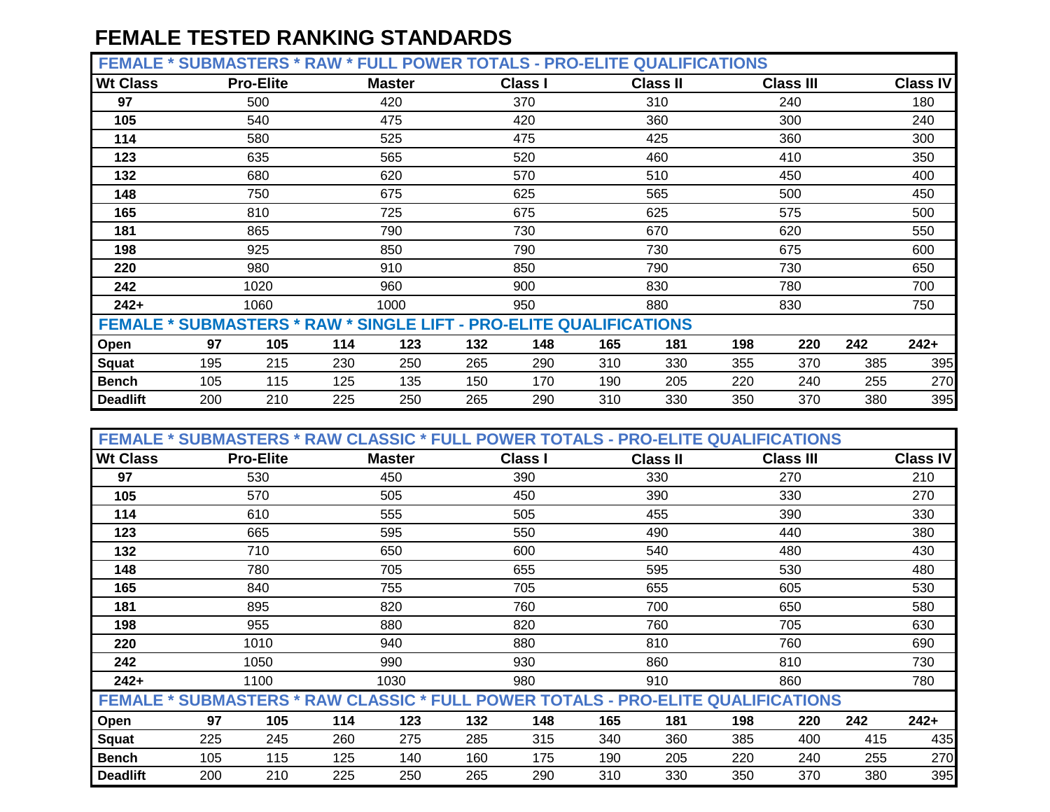# FEMALE TESTED RANKING STANDARDS

| FEMALE * SUBMASTERS * RAW * FULL POWER TOTALS - PRO-ELITE QUALIFICATIONS | | | | | | |
|---|---|---|---|---|---|---|
| **Wt Class** | **Pro-Elite** | **Master** | **Class I** | **Class II** | **Class III** | **Class IV** |
| **97** | 500 | 420 | 370 | 310 | 240 | 180 |
| **105** | 540 | 475 | 420 | 360 | 300 | 240 |
| **114** | 580 | 525 | 475 | 425 | 360 | 300 |
| **123** | 635 | 565 | 520 | 460 | 410 | 350 |
| **132** | 680 | 620 | 570 | 510 | 450 | 400 |
| **148** | 750 | 675 | 625 | 565 | 500 | 450 |
| **165** | 810 | 725 | 675 | 625 | 575 | 500 |
| **181** | 865 | 790 | 730 | 670 | 620 | 550 |
| **198** | 925 | 850 | 790 | 730 | 675 | 600 |
| **220** | 980 | 910 | 850 | 790 | 730 | 650 |
| **242** | 1020 | 960 | 900 | 830 | 780 | 700 |
| **242+** | 1060 | 1000 | 950 | 880 | 830 | 750 |

| FEMALE * SUBMASTERS * RAW * SINGLE LIFT - PRO-ELITE QUALIFICATIONS | | | | | | | | | | | | |
|---|---|---|---|---|---|---|---|---|---|---|---|---|
| **Open** | **97** | **105** | **114** | **123** | **132** | **148** | **165** | **181** | **198** | **220** | **242** | **242+** |
| **Squat** | 195 | 215 | 230 | 250 | 265 | 290 | 310 | 330 | 355 | 370 | 385 | 395 |
| **Bench** | 105 | 115 | 125 | 135 | 150 | 170 | 190 | 205 | 220 | 240 | 255 | 270 |
| **Deadlift** | 200 | 210 | 225 | 250 | 265 | 290 | 310 | 330 | 350 | 370 | 380 | 395 |

| FEMALE * SUBMASTERS * RAW CLASSIC * FULL POWER TOTALS - PRO-ELITE QUALIFICATIONS | | | | | | |
|---|---|---|---|---|---|---|
| **Wt Class** | **Pro-Elite** | **Master** | **Class I** | **Class II** | **Class III** | **Class IV** |
| **97** | 530 | 450 | 390 | 330 | 270 | 210 |
| **105** | 570 | 505 | 450 | 390 | 330 | 270 |
| **114** | 610 | 555 | 505 | 455 | 390 | 330 |
| **123** | 665 | 595 | 550 | 490 | 440 | 380 |
| **132** | 710 | 650 | 600 | 540 | 480 | 430 |
| **148** | 780 | 705 | 655 | 595 | 530 | 480 |
| **165** | 840 | 755 | 705 | 655 | 605 | 530 |
| **181** | 895 | 820 | 760 | 700 | 650 | 580 |
| **198** | 955 | 880 | 820 | 760 | 705 | 630 |
| **220** | 1010 | 940 | 880 | 810 | 760 | 690 |
| **242** | 1050 | 990 | 930 | 860 | 810 | 730 |
| **242+** | 1100 | 1030 | 980 | 910 | 860 | 780 |

| FEMALE * SUBMASTERS * RAW CLASSIC * FULL POWER TOTALS - PRO-ELITE QUALIFICATIONS | | | | | | | | | | | | |
|---|---|---|---|---|---|---|---|---|---|---|---|---|
| **Open** | **97** | **105** | **114** | **123** | **132** | **148** | **165** | **181** | **198** | **220** | **242** | **242+** |
| **Squat** | 225 | 245 | 260 | 275 | 285 | 315 | 340 | 360 | 385 | 400 | 415 | 435 |
| **Bench** | 105 | 115 | 125 | 140 | 160 | 175 | 190 | 205 | 220 | 240 | 255 | 270 |
| **Deadlift** | 200 | 210 | 225 | 250 | 265 | 290 | 310 | 330 | 350 | 370 | 380 | 395 |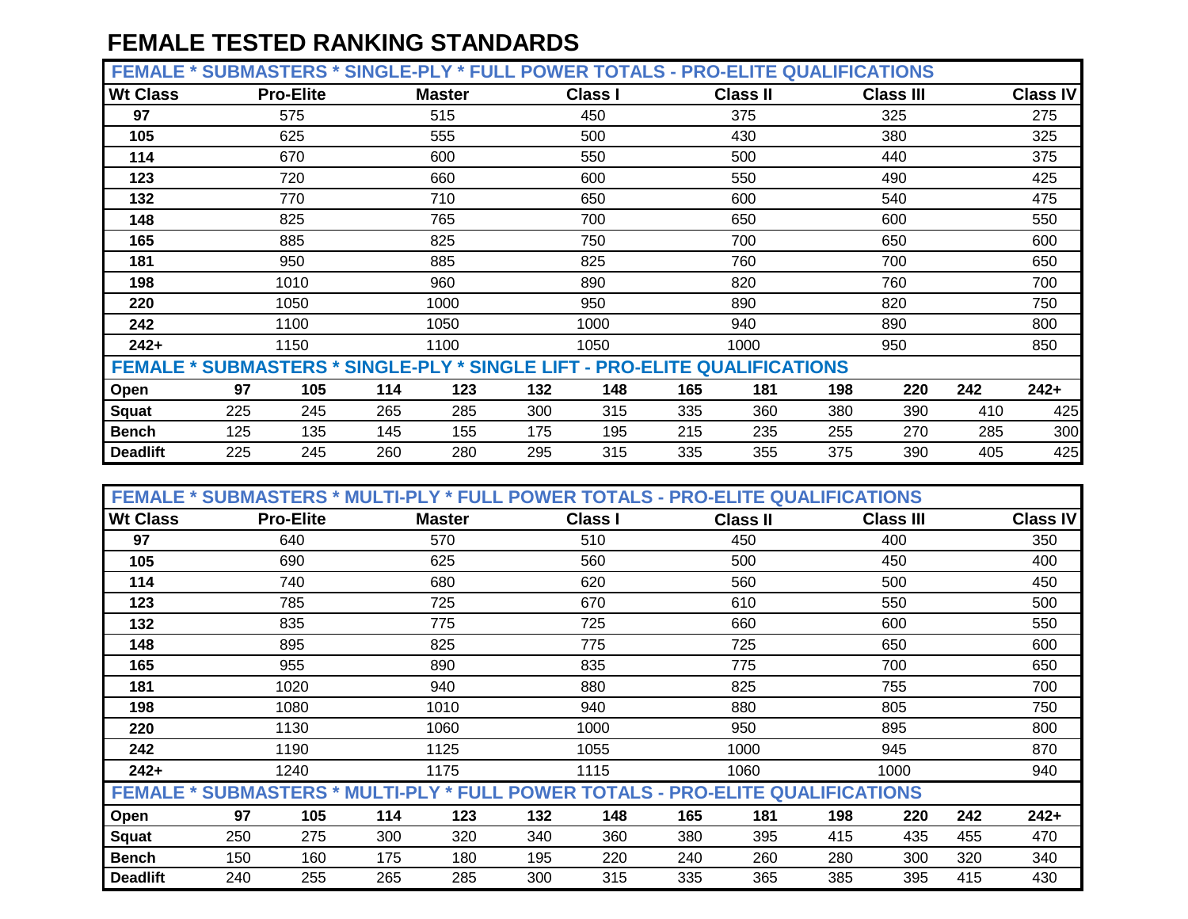# FEMALE TESTED RANKING STANDARDS

| FEMALE * SUBMASTERS * SINGLE-PLY * FULL POWER TOTALS - PRO-ELITE QUALIFICATIONS | | | | | | |
|---|---|---|---|---|---|---|
| **Wt Class** | **Pro-Elite** | **Master** | **Class I** | **Class II** | **Class III** | **Class IV** |
| **97** | 575 | 515 | 450 | 375 | 325 | 275 |
| **105** | 625 | 555 | 500 | 430 | 380 | 325 |
| **114** | 670 | 600 | 550 | 500 | 440 | 375 |
| **123** | 720 | 660 | 600 | 550 | 490 | 425 |
| **132** | 770 | 710 | 650 | 600 | 540 | 475 |
| **148** | 825 | 765 | 700 | 650 | 600 | 550 |
| **165** | 885 | 825 | 750 | 700 | 650 | 600 |
| **181** | 950 | 885 | 825 | 760 | 700 | 650 |
| **198** | 1010 | 960 | 890 | 820 | 760 | 700 |
| **220** | 1050 | 1000 | 950 | 890 | 820 | 750 |
| **242** | 1100 | 1050 | 1000 | 940 | 890 | 800 |
| **242+** | 1150 | 1100 | 1050 | 1000 | 950 | 850 |

| FEMALE * SUBMASTERS * SINGLE-PLY * SINGLE LIFT - PRO-ELITE QUALIFICATIONS | | | | | | | | | | | | |
|---|---|---|---|---|---|---|---|---|---|---|---|---|
| **Open** | **97** | **105** | **114** | **123** | **132** | **148** | **165** | **181** | **198** | **220** | **242** | **242+** |
| **Squat** | 225 | 245 | 265 | 285 | 300 | 315 | 335 | 360 | 380 | 390 | 410 | 425 |
| **Bench** | 125 | 135 | 145 | 155 | 175 | 195 | 215 | 235 | 255 | 270 | 285 | 300 |
| **Deadlift** | 225 | 245 | 260 | 280 | 295 | 315 | 335 | 355 | 375 | 390 | 405 | 425 |

| FEMALE * SUBMASTERS * MULTI-PLY * FULL POWER TOTALS - PRO-ELITE QUALIFICATIONS | | | | | | |
|---|---|---|---|---|---|---|
| **Wt Class** | **Pro-Elite** | **Master** | **Class I** | **Class II** | **Class III** | **Class IV** |
| **97** | 640 | 570 | 510 | 450 | 400 | 350 |
| **105** | 690 | 625 | 560 | 500 | 450 | 400 |
| **114** | 740 | 680 | 620 | 560 | 500 | 450 |
| **123** | 785 | 725 | 670 | 610 | 550 | 500 |
| **132** | 835 | 775 | 725 | 660 | 600 | 550 |
| **148** | 895 | 825 | 775 | 725 | 650 | 600 |
| **165** | 955 | 890 | 835 | 775 | 700 | 650 |
| **181** | 1020 | 940 | 880 | 825 | 755 | 700 |
| **198** | 1080 | 1010 | 940 | 880 | 805 | 750 |
| **220** | 1130 | 1060 | 1000 | 950 | 895 | 800 |
| **242** | 1190 | 1125 | 1055 | 1000 | 945 | 870 |
| **242+** | 1240 | 1175 | 1115 | 1060 | 1000 | 940 |

| FEMALE * SUBMASTERS * MULTI-PLY * FULL POWER TOTALS - PRO-ELITE QUALIFICATIONS | | | | | | | | | | | | |
|---|---|---|---|---|---|---|---|---|---|---|---|---|
| **Open** | **97** | **105** | **114** | **123** | **132** | **148** | **165** | **181** | **198** | **220** | **242** | **242+** |
| **Squat** | 250 | 275 | 300 | 320 | 340 | 360 | 380 | 395 | 415 | 435 | 455 | 470 |
| **Bench** | 150 | 160 | 175 | 180 | 195 | 220 | 240 | 260 | 280 | 300 | 320 | 340 |
| **Deadlift** | 240 | 255 | 265 | 285 | 300 | 315 | 335 | 365 | 385 | 395 | 415 | 430 |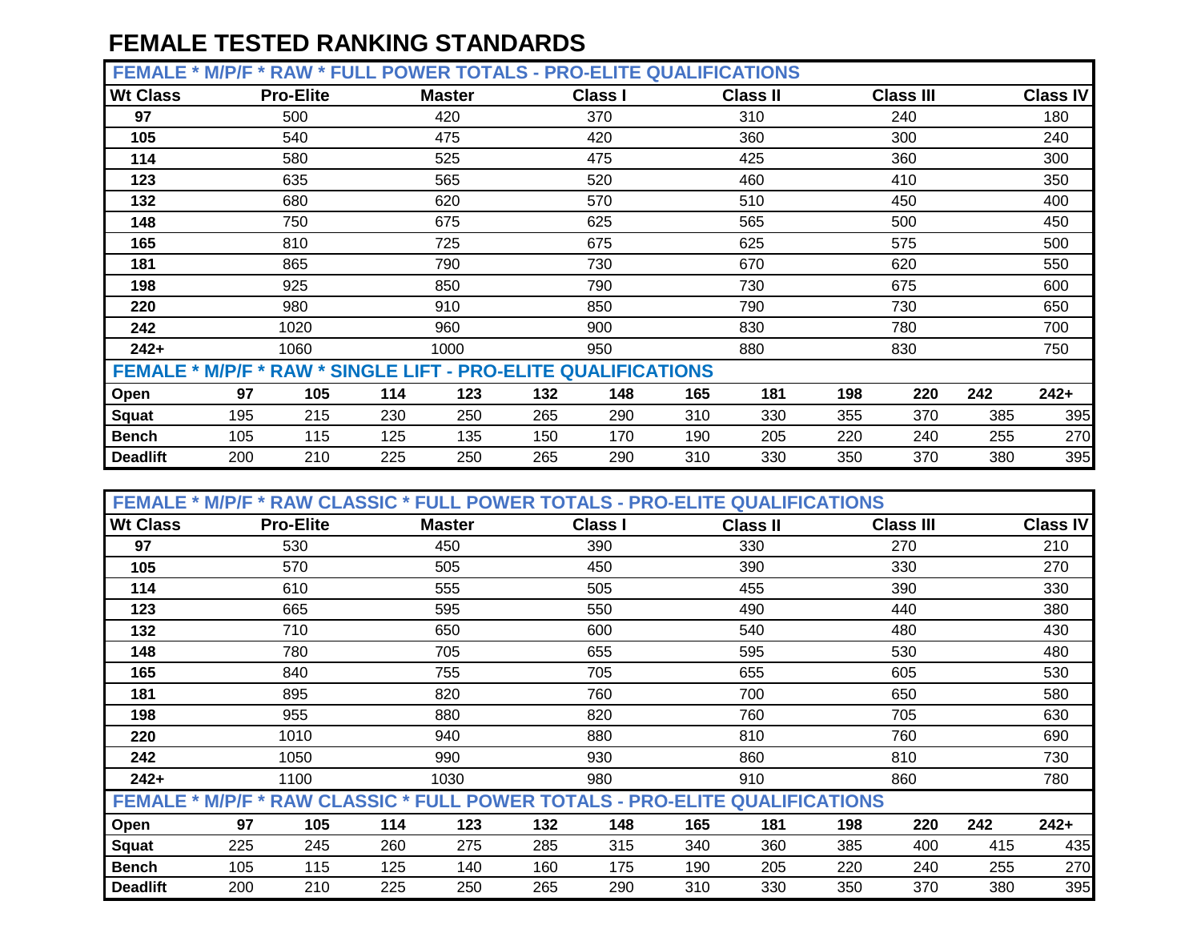# FEMALE TESTED RANKING STANDARDS

| FEMALE * M/P/F * RAW * FULL POWER TOTALS - PRO-ELITE QUALIFICATIONS | | | | | | |
|---|---|---|---|---|---|---|
| **Wt Class** | **Pro-Elite** | **Master** | **Class I** | **Class II** | **Class III** | **Class IV** |
| **97** | 500 | 420 | 370 | 310 | 240 | 180 |
| **105** | 540 | 475 | 420 | 360 | 300 | 240 |
| **114** | 580 | 525 | 475 | 425 | 360 | 300 |
| **123** | 635 | 565 | 520 | 460 | 410 | 350 |
| **132** | 680 | 620 | 570 | 510 | 450 | 400 |
| **148** | 750 | 675 | 625 | 565 | 500 | 450 |
| **165** | 810 | 725 | 675 | 625 | 575 | 500 |
| **181** | 865 | 790 | 730 | 670 | 620 | 550 |
| **198** | 925 | 850 | 790 | 730 | 675 | 600 |
| **220** | 980 | 910 | 850 | 790 | 730 | 650 |
| **242** | 1020 | 960 | 900 | 830 | 780 | 700 |
| **242+** | 1060 | 1000 | 950 | 880 | 830 | 750 |

| FEMALE * M/P/F * RAW * SINGLE LIFT - PRO-ELITE QUALIFICATIONS | | | | | | | | | | | | |
|---|---|---|---|---|---|---|---|---|---|---|---|---|
| **Open** | **97** | **105** | **114** | **123** | **132** | **148** | **165** | **181** | **198** | **220** | **242** | **242+** |
| **Squat** | 195 | 215 | 230 | 250 | 265 | 290 | 310 | 330 | 355 | 370 | 385 | 395 |
| **Bench** | 105 | 115 | 125 | 135 | 150 | 170 | 190 | 205 | 220 | 240 | 255 | 270 |
| **Deadlift** | 200 | 210 | 225 | 250 | 265 | 290 | 310 | 330 | 350 | 370 | 380 | 395 |

| FEMALE * M/P/F * RAW CLASSIC * FULL POWER TOTALS - PRO-ELITE QUALIFICATIONS | | | | | | |
|---|---|---|---|---|---|---|
| **Wt Class** | **Pro-Elite** | **Master** | **Class I** | **Class II** | **Class III** | **Class IV** |
| **97** | 530 | 450 | 390 | 330 | 270 | 210 |
| **105** | 570 | 505 | 450 | 390 | 330 | 270 |
| **114** | 610 | 555 | 505 | 455 | 390 | 330 |
| **123** | 665 | 595 | 550 | 490 | 440 | 380 |
| **132** | 710 | 650 | 600 | 540 | 480 | 430 |
| **148** | 780 | 705 | 655 | 595 | 530 | 480 |
| **165** | 840 | 755 | 705 | 655 | 605 | 530 |
| **181** | 895 | 820 | 760 | 700 | 650 | 580 |
| **198** | 955 | 880 | 820 | 760 | 705 | 630 |
| **220** | 1010 | 940 | 880 | 810 | 760 | 690 |
| **242** | 1050 | 990 | 930 | 860 | 810 | 730 |
| **242+** | 1100 | 1030 | 980 | 910 | 860 | 780 |

| FEMALE * M/P/F * RAW CLASSIC * FULL POWER TOTALS - PRO-ELITE QUALIFICATIONS | | | | | | | | | | | | |
|---|---|---|---|---|---|---|---|---|---|---|---|---|
| **Open** | **97** | **105** | **114** | **123** | **132** | **148** | **165** | **181** | **198** | **220** | **242** | **242+** |
| **Squat** | 225 | 245 | 260 | 275 | 285 | 315 | 340 | 360 | 385 | 400 | 415 | 435 |
| **Bench** | 105 | 115 | 125 | 140 | 160 | 175 | 190 | 205 | 220 | 240 | 255 | 270 |
| **Deadlift** | 200 | 210 | 225 | 250 | 265 | 290 | 310 | 330 | 350 | 370 | 380 | 395 |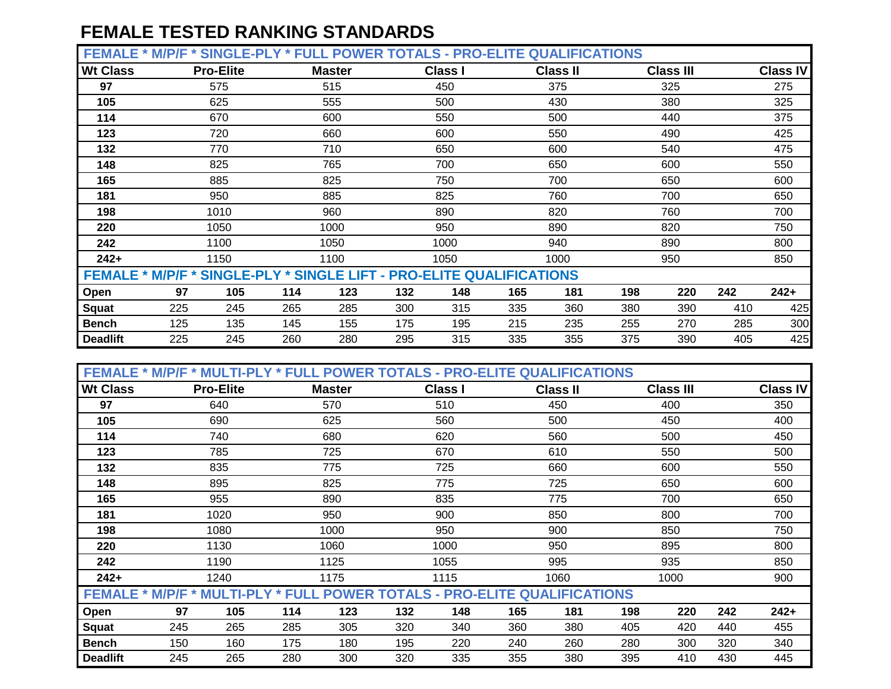# FEMALE TESTED RANKING STANDARDS

| FEMALE * M/P/F * SINGLE-PLY * FULL POWER TOTALS - PRO-ELITE QUALIFICATIONS | | | | | | |
|---|---|---|---|---|---|---|
| **Wt Class** | **Pro-Elite** | **Master** | **Class I** | **Class II** | **Class III** | **Class IV** |
| **97** | 575 | 515 | 450 | 375 | 325 | 275 |
| **105** | 625 | 555 | 500 | 430 | 380 | 325 |
| **114** | 670 | 600 | 550 | 500 | 440 | 375 |
| **123** | 720 | 660 | 600 | 550 | 490 | 425 |
| **132** | 770 | 710 | 650 | 600 | 540 | 475 |
| **148** | 825 | 765 | 700 | 650 | 600 | 550 |
| **165** | 885 | 825 | 750 | 700 | 650 | 600 |
| **181** | 950 | 885 | 825 | 760 | 700 | 650 |
| **198** | 1010 | 960 | 890 | 820 | 760 | 700 |
| **220** | 1050 | 1000 | 950 | 890 | 820 | 750 |
| **242** | 1100 | 1050 | 1000 | 940 | 890 | 800 |
| **242+** | 1150 | 1100 | 1050 | 1000 | 950 | 850 |

| FEMALE * M/P/F * SINGLE-PLY * SINGLE LIFT - PRO-ELITE QUALIFICATIONS | | | | | | | | | | | | |
|---|---|---|---|---|---|---|---|---|---|---|---|---|
| **Open** | **97** | **105** | **114** | **123** | **132** | **148** | **165** | **181** | **198** | **220** | **242** | **242+** |
| **Squat** | 225 | 245 | 265 | 285 | 300 | 315 | 335 | 360 | 380 | 390 | 410 | 425 |
| **Bench** | 125 | 135 | 145 | 155 | 175 | 195 | 215 | 235 | 255 | 270 | 285 | 300 |
| **Deadlift** | 225 | 245 | 260 | 280 | 295 | 315 | 335 | 355 | 375 | 390 | 405 | 425 |

| FEMALE * M/P/F * MULTI-PLY * FULL POWER TOTALS - PRO-ELITE QUALIFICATIONS | | | | | | |
|---|---|---|---|---|---|---|
| **Wt Class** | **Pro-Elite** | **Master** | **Class I** | **Class II** | **Class III** | **Class IV** |
| **97** | 640 | 570 | 510 | 450 | 400 | 350 |
| **105** | 690 | 625 | 560 | 500 | 450 | 400 |
| **114** | 740 | 680 | 620 | 560 | 500 | 450 |
| **123** | 785 | 725 | 670 | 610 | 550 | 500 |
| **132** | 835 | 775 | 725 | 660 | 600 | 550 |
| **148** | 895 | 825 | 775 | 725 | 650 | 600 |
| **165** | 955 | 890 | 835 | 775 | 700 | 650 |
| **181** | 1020 | 950 | 900 | 850 | 800 | 700 |
| **198** | 1080 | 1000 | 950 | 900 | 850 | 750 |
| **220** | 1130 | 1060 | 1000 | 950 | 895 | 800 |
| **242** | 1190 | 1125 | 1055 | 995 | 935 | 850 |
| **242+** | 1240 | 1175 | 1115 | 1060 | 1000 | 900 |

| FEMALE * M/P/F * MULTI-PLY * FULL POWER TOTALS - PRO-ELITE QUALIFICATIONS | | | | | | | | | | | | |
|---|---|---|---|---|---|---|---|---|---|---|---|---|
| **Open** | **97** | **105** | **114** | **123** | **132** | **148** | **165** | **181** | **198** | **220** | **242** | **242+** |
| **Squat** | 245 | 265 | 285 | 305 | 320 | 340 | 360 | 380 | 405 | 420 | 440 | 455 |
| **Bench** | 150 | 160 | 175 | 180 | 195 | 220 | 240 | 260 | 280 | 300 | 320 | 340 |
| **Deadlift** | 245 | 265 | 280 | 300 | 320 | 335 | 355 | 380 | 395 | 410 | 430 | 445 |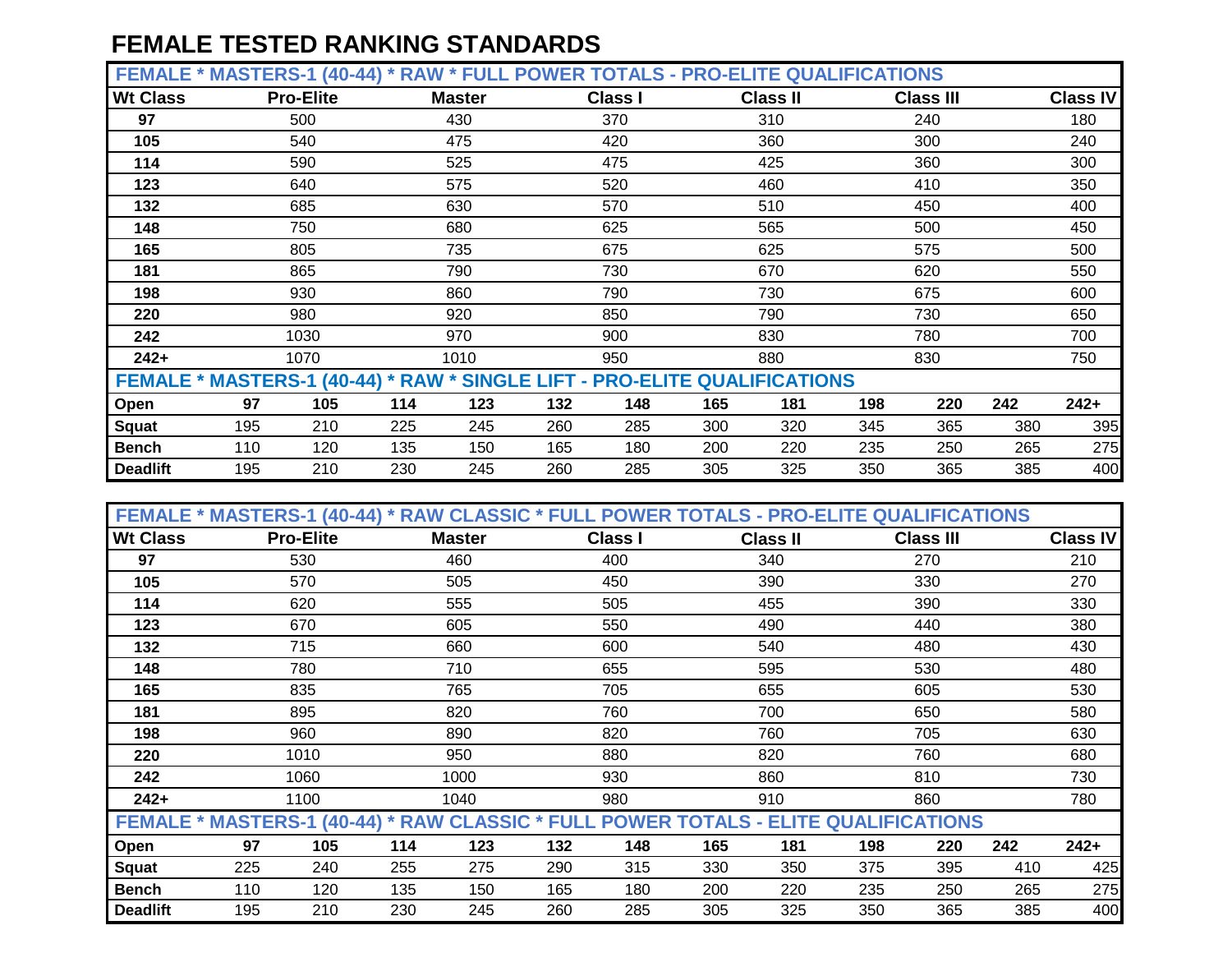# FEMALE TESTED RANKING STANDARDS

| FEMALE * MASTERS-1 (40-44) * RAW * FULL POWER TOTALS - PRO-ELITE QUALIFICATIONS | | | | | | |
|---|---|---|---|---|---|---|
| **Wt Class** | **Pro-Elite** | **Master** | **Class I** | **Class II** | **Class III** | **Class IV** |
| **97** | 500 | 430 | 370 | 310 | 240 | 180 |
| **105** | 540 | 475 | 420 | 360 | 300 | 240 |
| **114** | 590 | 525 | 475 | 425 | 360 | 300 |
| **123** | 640 | 575 | 520 | 460 | 410 | 350 |
| **132** | 685 | 630 | 570 | 510 | 450 | 400 |
| **148** | 750 | 680 | 625 | 565 | 500 | 450 |
| **165** | 805 | 735 | 675 | 625 | 575 | 500 |
| **181** | 865 | 790 | 730 | 670 | 620 | 550 |
| **198** | 930 | 860 | 790 | 730 | 675 | 600 |
| **220** | 980 | 920 | 850 | 790 | 730 | 650 |
| **242** | 1030 | 970 | 900 | 830 | 780 | 700 |
| **242+** | 1070 | 1010 | 950 | 880 | 830 | 750 |

| FEMALE * MASTERS-1 (40-44) * RAW * SINGLE LIFT - PRO-ELITE QUALIFICATIONS | | | | | | | | | | | | |
|---|---|---|---|---|---|---|---|---|---|---|---|---|
| **Open** | **97** | **105** | **114** | **123** | **132** | **148** | **165** | **181** | **198** | **220** | **242** | **242+** |
| **Squat** | 195 | 210 | 225 | 245 | 260 | 285 | 300 | 320 | 345 | 365 | 380 | 395 |
| **Bench** | 110 | 120 | 135 | 150 | 165 | 180 | 200 | 220 | 235 | 250 | 265 | 275 |
| **Deadlift** | 195 | 210 | 230 | 245 | 260 | 285 | 305 | 325 | 350 | 365 | 385 | 400 |

| FEMALE * MASTERS-1 (40-44) * RAW CLASSIC * FULL POWER TOTALS - PRO-ELITE QUALIFICATIONS | | | | | | |
|---|---|---|---|---|---|---|
| **Wt Class** | **Pro-Elite** | **Master** | **Class I** | **Class II** | **Class III** | **Class IV** |
| **97** | 530 | 460 | 400 | 340 | 270 | 210 |
| **105** | 570 | 505 | 450 | 390 | 330 | 270 |
| **114** | 620 | 555 | 505 | 455 | 390 | 330 |
| **123** | 670 | 605 | 550 | 490 | 440 | 380 |
| **132** | 715 | 660 | 600 | 540 | 480 | 430 |
| **148** | 780 | 710 | 655 | 595 | 530 | 480 |
| **165** | 835 | 765 | 705 | 655 | 605 | 530 |
| **181** | 895 | 820 | 760 | 700 | 650 | 580 |
| **198** | 960 | 890 | 820 | 760 | 705 | 630 |
| **220** | 1010 | 950 | 880 | 820 | 760 | 680 |
| **242** | 1060 | 1000 | 930 | 860 | 810 | 730 |
| **242+** | 1100 | 1040 | 980 | 910 | 860 | 780 |

| FEMALE * MASTERS-1 (40-44) * RAW CLASSIC * FULL POWER TOTALS - ELITE QUALIFICATIONS | | | | | | | | | | | | |
|---|---|---|---|---|---|---|---|---|---|---|---|---|
| **Open** | **97** | **105** | **114** | **123** | **132** | **148** | **165** | **181** | **198** | **220** | **242** | **242+** |
| **Squat** | 225 | 240 | 255 | 275 | 290 | 315 | 330 | 350 | 375 | 395 | 410 | 425 |
| **Bench** | 110 | 120 | 135 | 150 | 165 | 180 | 200 | 220 | 235 | 250 | 265 | 275 |
| **Deadlift** | 195 | 210 | 230 | 245 | 260 | 285 | 305 | 325 | 350 | 365 | 385 | 400 |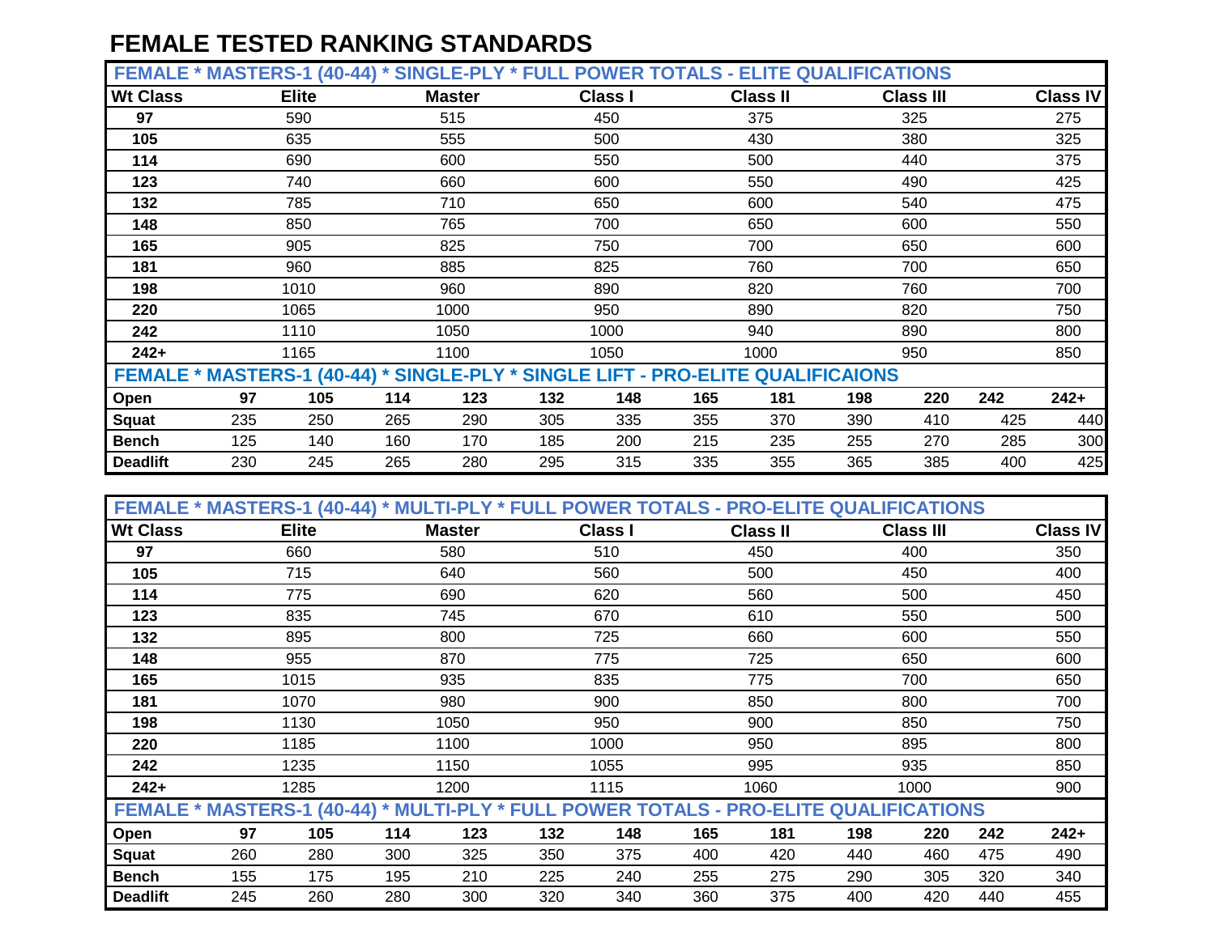# FEMALE TESTED RANKING STANDARDS

| FEMALE * MASTERS-1 (40-44) * SINGLE-PLY * FULL POWER TOTALS - ELITE QUALIFICATIONS | | | | | | |
|---|---|---|---|---|---|---|
| **Wt Class** | **Elite** | **Master** | **Class I** | **Class II** | **Class III** | **Class IV** |
| **97** | 590 | 515 | 450 | 375 | 325 | 275 |
| **105** | 635 | 555 | 500 | 430 | 380 | 325 |
| **114** | 690 | 600 | 550 | 500 | 440 | 375 |
| **123** | 740 | 660 | 600 | 550 | 490 | 425 |
| **132** | 785 | 710 | 650 | 600 | 540 | 475 |
| **148** | 850 | 765 | 700 | 650 | 600 | 550 |
| **165** | 905 | 825 | 750 | 700 | 650 | 600 |
| **181** | 960 | 885 | 825 | 760 | 700 | 650 |
| **198** | 1010 | 960 | 890 | 820 | 760 | 700 |
| **220** | 1065 | 1000 | 950 | 890 | 820 | 750 |
| **242** | 1110 | 1050 | 1000 | 940 | 890 | 800 |
| **242+** | 1165 | 1100 | 1050 | 1000 | 950 | 850 |

| FEMALE * MASTERS-1 (40-44) * SINGLE-PLY * SINGLE LIFT - PRO-ELITE QUALIFICAIONS | | | | | | | | | | | | |
|---|---|---|---|---|---|---|---|---|---|---|---|---|
| **Open** | **97** | **105** | **114** | **123** | **132** | **148** | **165** | **181** | **198** | **220** | **242** | **242+** |
| **Squat** | 235 | 250 | 265 | 290 | 305 | 335 | 355 | 370 | 390 | 410 | 425 | 440 |
| **Bench** | 125 | 140 | 160 | 170 | 185 | 200 | 215 | 235 | 255 | 270 | 285 | 300 |
| **Deadlift** | 230 | 245 | 265 | 280 | 295 | 315 | 335 | 355 | 365 | 385 | 400 | 425 |

| FEMALE * MASTERS-1 (40-44) * MULTI-PLY * FULL POWER TOTALS - PRO-ELITE QUALIFICATIONS | | | | | | |
|---|---|---|---|---|---|---|
| **Wt Class** | **Elite** | **Master** | **Class I** | **Class II** | **Class III** | **Class IV** |
| **97** | 660 | 580 | 510 | 450 | 400 | 350 |
| **105** | 715 | 640 | 560 | 500 | 450 | 400 |
| **114** | 775 | 690 | 620 | 560 | 500 | 450 |
| **123** | 835 | 745 | 670 | 610 | 550 | 500 |
| **132** | 895 | 800 | 725 | 660 | 600 | 550 |
| **148** | 955 | 870 | 775 | 725 | 650 | 600 |
| **165** | 1015 | 935 | 835 | 775 | 700 | 650 |
| **181** | 1070 | 980 | 900 | 850 | 800 | 700 |
| **198** | 1130 | 1050 | 950 | 900 | 850 | 750 |
| **220** | 1185 | 1100 | 1000 | 950 | 895 | 800 |
| **242** | 1235 | 1150 | 1055 | 995 | 935 | 850 |
| **242+** | 1285 | 1200 | 1115 | 1060 | 1000 | 900 |

| FEMALE * MASTERS-1 (40-44) * MULTI-PLY * FULL POWER TOTALS - PRO-ELITE QUALIFICATIONS | | | | | | | | | | | | |
|---|---|---|---|---|---|---|---|---|---|---|---|---|
| **Open** | **97** | **105** | **114** | **123** | **132** | **148** | **165** | **181** | **198** | **220** | **242** | **242+** |
| **Squat** | 260 | 280 | 300 | 325 | 350 | 375 | 400 | 420 | 440 | 460 | 475 | 490 |
| **Bench** | 155 | 175 | 195 | 210 | 225 | 240 | 255 | 275 | 290 | 305 | 320 | 340 |
| **Deadlift** | 245 | 260 | 280 | 300 | 320 | 340 | 360 | 375 | 400 | 420 | 440 | 455 |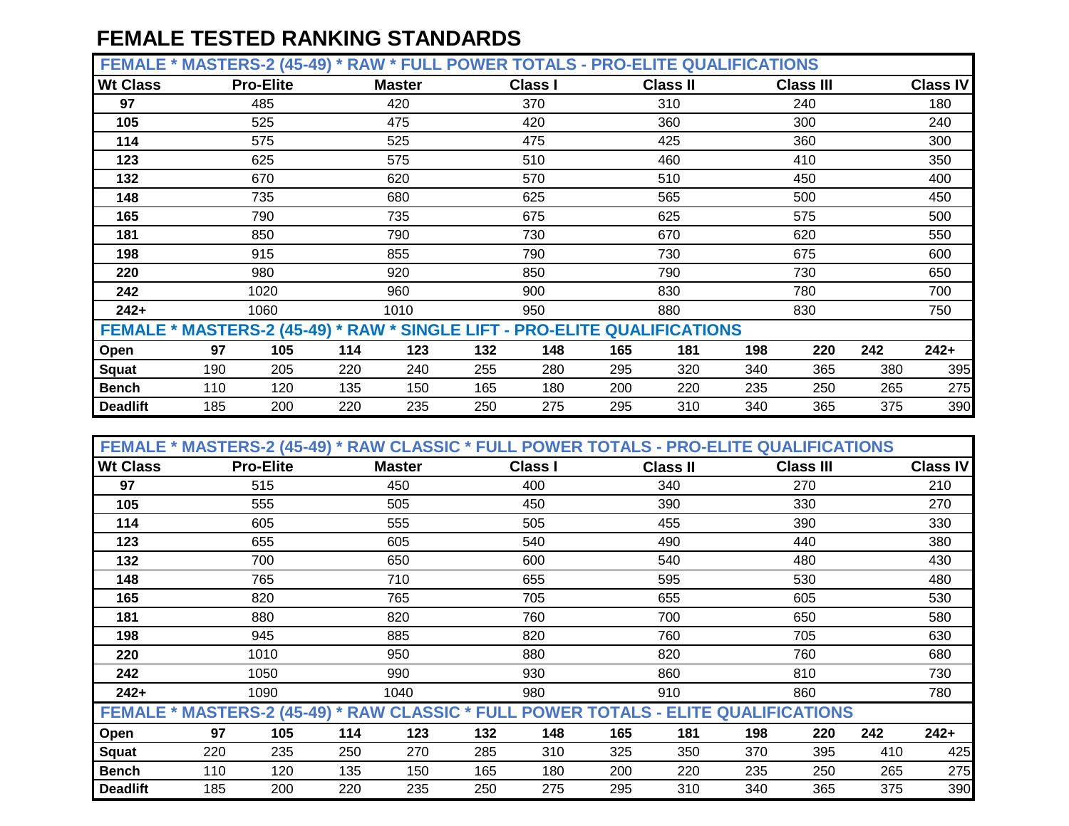# FEMALE TESTED RANKING STANDARDS

| FEMALE * MASTERS-2 (45-49) * RAW * FULL POWER TOTALS - PRO-ELITE QUALIFICATIONS | | | | | | |
|---|---|---|---|---|---|---|
| **Wt Class** | **Pro-Elite** | **Master** | **Class I** | **Class II** | **Class III** | **Class IV** |
| **97** | 485 | 420 | 370 | 310 | 240 | 180 |
| **105** | 525 | 475 | 420 | 360 | 300 | 240 |
| **114** | 575 | 525 | 475 | 425 | 360 | 300 |
| **123** | 625 | 575 | 510 | 460 | 410 | 350 |
| **132** | 670 | 620 | 570 | 510 | 450 | 400 |
| **148** | 735 | 680 | 625 | 565 | 500 | 450 |
| **165** | 790 | 735 | 675 | 625 | 575 | 500 |
| **181** | 850 | 790 | 730 | 670 | 620 | 550 |
| **198** | 915 | 855 | 790 | 730 | 675 | 600 |
| **220** | 980 | 920 | 850 | 790 | 730 | 650 |
| **242** | 1020 | 960 | 900 | 830 | 780 | 700 |
| **242+** | 1060 | 1010 | 950 | 880 | 830 | 750 |

| FEMALE * MASTERS-2 (45-49) * RAW * SINGLE LIFT - PRO-ELITE QUALIFICATIONS | | | | | | | | | | | | |
|---|---|---|---|---|---|---|---|---|---|---|---|---|
| **Open** | **97** | **105** | **114** | **123** | **132** | **148** | **165** | **181** | **198** | **220** | **242** | **242+** |
| **Squat** | 190 | 205 | 220 | 240 | 255 | 280 | 295 | 320 | 340 | 365 | 380 | 395 |
| **Bench** | 110 | 120 | 135 | 150 | 165 | 180 | 200 | 220 | 235 | 250 | 265 | 275 |
| **Deadlift** | 185 | 200 | 220 | 235 | 250 | 275 | 295 | 310 | 340 | 365 | 375 | 390 |

| FEMALE * MASTERS-2 (45-49) * RAW CLASSIC * FULL POWER TOTALS - PRO-ELITE QUALIFICATIONS | | | | | | |
|---|---|---|---|---|---|---|
| **Wt Class** | **Pro-Elite** | **Master** | **Class I** | **Class II** | **Class III** | **Class IV** |
| **97** | 515 | 450 | 400 | 340 | 270 | 210 |
| **105** | 555 | 505 | 450 | 390 | 330 | 270 |
| **114** | 605 | 555 | 505 | 455 | 390 | 330 |
| **123** | 655 | 605 | 540 | 490 | 440 | 380 |
| **132** | 700 | 650 | 600 | 540 | 480 | 430 |
| **148** | 765 | 710 | 655 | 595 | 530 | 480 |
| **165** | 820 | 765 | 705 | 655 | 605 | 530 |
| **181** | 880 | 820 | 760 | 700 | 650 | 580 |
| **198** | 945 | 885 | 820 | 760 | 705 | 630 |
| **220** | 1010 | 950 | 880 | 820 | 760 | 680 |
| **242** | 1050 | 990 | 930 | 860 | 810 | 730 |
| **242+** | 1090 | 1040 | 980 | 910 | 860 | 780 |

| FEMALE * MASTERS-2 (45-49) * RAW CLASSIC * FULL POWER TOTALS - ELITE QUALIFICATIONS | | | | | | | | | | | | |
|---|---|---|---|---|---|---|---|---|---|---|---|---|
| **Open** | **97** | **105** | **114** | **123** | **132** | **148** | **165** | **181** | **198** | **220** | **242** | **242+** |
| **Squat** | 220 | 235 | 250 | 270 | 285 | 310 | 325 | 350 | 370 | 395 | 410 | 425 |
| **Bench** | 110 | 120 | 135 | 150 | 165 | 180 | 200 | 220 | 235 | 250 | 265 | 275 |
| **Deadlift** | 185 | 200 | 220 | 235 | 250 | 275 | 295 | 310 | 340 | 365 | 375 | 390 |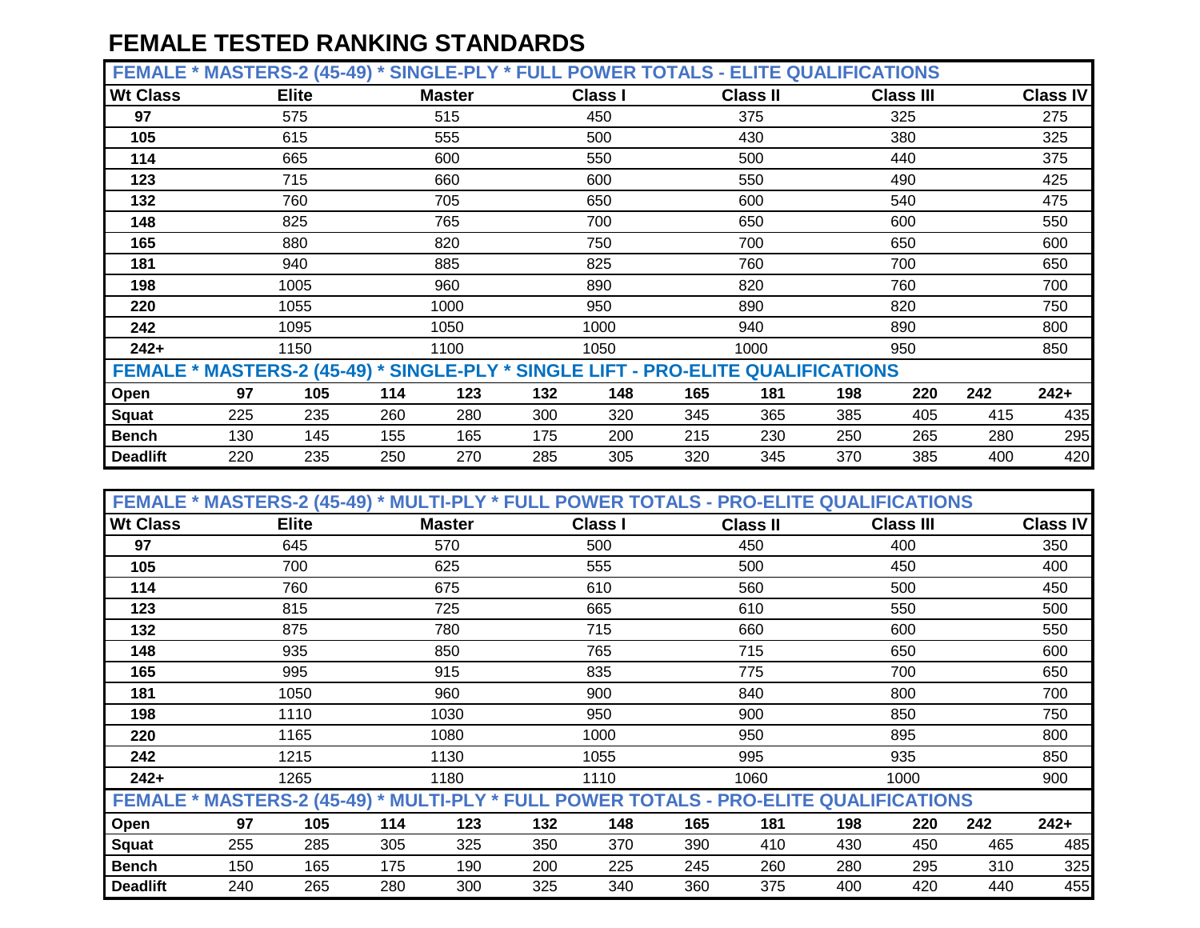# FEMALE TESTED RANKING STANDARDS

| FEMALE * MASTERS-2 (45-49) * SINGLE-PLY * FULL POWER TOTALS - ELITE QUALIFICATIONS | | | | | | |
|---|---|---|---|---|---|---|
| **Wt Class** | **Elite** | **Master** | **Class I** | **Class II** | **Class III** | **Class IV** |
| **97** | 575 | 515 | 450 | 375 | 325 | 275 |
| **105** | 615 | 555 | 500 | 430 | 380 | 325 |
| **114** | 665 | 600 | 550 | 500 | 440 | 375 |
| **123** | 715 | 660 | 600 | 550 | 490 | 425 |
| **132** | 760 | 705 | 650 | 600 | 540 | 475 |
| **148** | 825 | 765 | 700 | 650 | 600 | 550 |
| **165** | 880 | 820 | 750 | 700 | 650 | 600 |
| **181** | 940 | 885 | 825 | 760 | 700 | 650 |
| **198** | 1005 | 960 | 890 | 820 | 760 | 700 |
| **220** | 1055 | 1000 | 950 | 890 | 820 | 750 |
| **242** | 1095 | 1050 | 1000 | 940 | 890 | 800 |
| **242+** | 1150 | 1100 | 1050 | 1000 | 950 | 850 |

| FEMALE * MASTERS-2 (45-49) * SINGLE-PLY * SINGLE LIFT - PRO-ELITE QUALIFICATIONS | | | | | | | | | | | | |
|---|---|---|---|---|---|---|---|---|---|---|---|---|
| **Open** | **97** | **105** | **114** | **123** | **132** | **148** | **165** | **181** | **198** | **220** | **242** | **242+** |
| **Squat** | 225 | 235 | 260 | 280 | 300 | 320 | 345 | 365 | 385 | 405 | 415 | 435 |
| **Bench** | 130 | 145 | 155 | 165 | 175 | 200 | 215 | 230 | 250 | 265 | 280 | 295 |
| **Deadlift** | 220 | 235 | 250 | 270 | 285 | 305 | 320 | 345 | 370 | 385 | 400 | 420 |

| FEMALE * MASTERS-2 (45-49) * MULTI-PLY * FULL POWER TOTALS - PRO-ELITE QUALIFICATIONS | | | | | | |
|---|---|---|---|---|---|---|
| **Wt Class** | **Elite** | **Master** | **Class I** | **Class II** | **Class III** | **Class IV** |
| **97** | 645 | 570 | 500 | 450 | 400 | 350 |
| **105** | 700 | 625 | 555 | 500 | 450 | 400 |
| **114** | 760 | 675 | 610 | 560 | 500 | 450 |
| **123** | 815 | 725 | 665 | 610 | 550 | 500 |
| **132** | 875 | 780 | 715 | 660 | 600 | 550 |
| **148** | 935 | 850 | 765 | 715 | 650 | 600 |
| **165** | 995 | 915 | 835 | 775 | 700 | 650 |
| **181** | 1050 | 960 | 900 | 840 | 800 | 700 |
| **198** | 1110 | 1030 | 950 | 900 | 850 | 750 |
| **220** | 1165 | 1080 | 1000 | 950 | 895 | 800 |
| **242** | 1215 | 1130 | 1055 | 995 | 935 | 850 |
| **242+** | 1265 | 1180 | 1110 | 1060 | 1000 | 900 |

| FEMALE * MASTERS-2 (45-49) * MULTI-PLY * FULL POWER TOTALS - PRO-ELITE QUALIFICATIONS | | | | | | | | | | | | |
|---|---|---|---|---|---|---|---|---|---|---|---|---|
| **Open** | **97** | **105** | **114** | **123** | **132** | **148** | **165** | **181** | **198** | **220** | **242** | **242+** |
| **Squat** | 255 | 285 | 305 | 325 | 350 | 370 | 390 | 410 | 430 | 450 | 465 | 485 |
| **Bench** | 150 | 165 | 175 | 190 | 200 | 225 | 245 | 260 | 280 | 295 | 310 | 325 |
| **Deadlift** | 240 | 265 | 280 | 300 | 325 | 340 | 360 | 375 | 400 | 420 | 440 | 455 |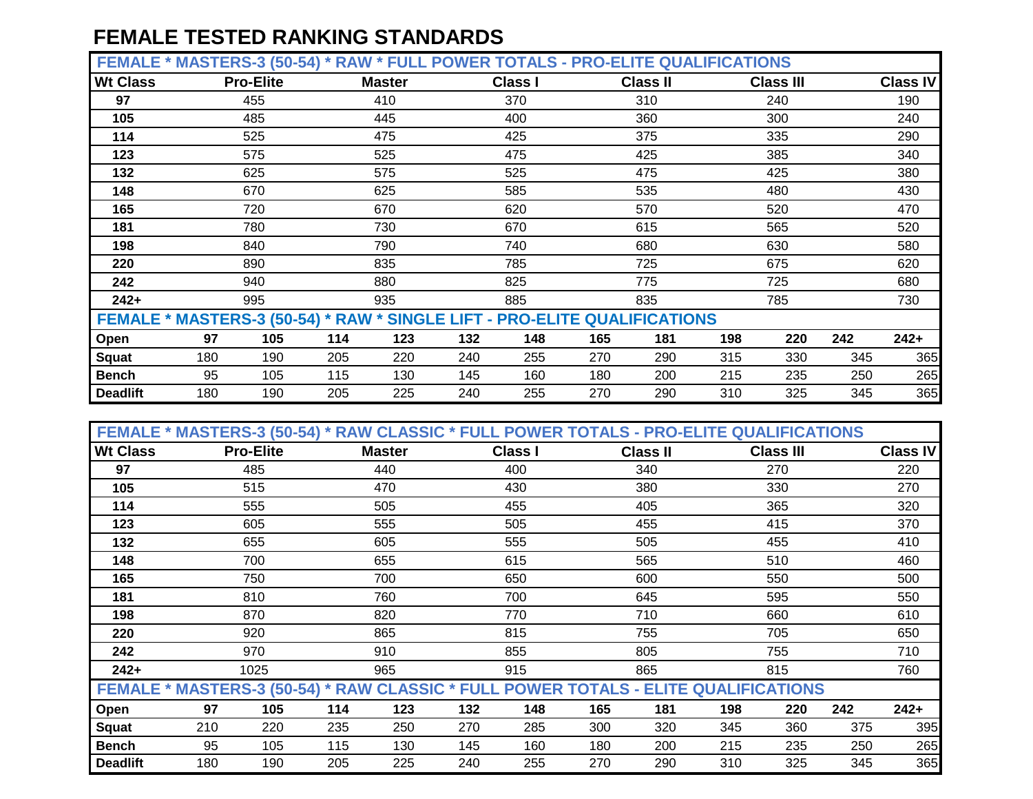# FEMALE TESTED RANKING STANDARDS

**FEMALE * MASTERS-3 (50-54) * RAW * FULL POWER TOTALS - PRO-ELITE QUALIFICATIONS**

| Wt Class | Pro-Elite | Master | Class I | Class II | Class III | Class IV |
|---|---|---|---|---|---|---|
| 97 | 455 | 410 | 370 | 310 | 240 | 190 |
| 105 | 485 | 445 | 400 | 360 | 300 | 240 |
| 114 | 525 | 475 | 425 | 375 | 335 | 290 |
| 123 | 575 | 525 | 475 | 425 | 385 | 340 |
| 132 | 625 | 575 | 525 | 475 | 425 | 380 |
| 148 | 670 | 625 | 585 | 535 | 480 | 430 |
| 165 | 720 | 670 | 620 | 570 | 520 | 470 |
| 181 | 780 | 730 | 670 | 615 | 565 | 520 |
| 198 | 840 | 790 | 740 | 680 | 630 | 580 |
| 220 | 890 | 835 | 785 | 725 | 675 | 620 |
| 242 | 940 | 880 | 825 | 775 | 725 | 680 |
| 242+ | 995 | 935 | 885 | 835 | 785 | 730 |

**FEMALE * MASTERS-3 (50-54) * RAW * SINGLE LIFT - PRO-ELITE QUALIFICATIONS**

| Open | 97 | 105 | 114 | 123 | 132 | 148 | 165 | 181 | 198 | 220 | 242 | 242+ |
|---|---|---|---|---|---|---|---|---|---|---|---|---|
| Squat | 180 | 190 | 205 | 220 | 240 | 255 | 270 | 290 | 315 | 330 | 345 | 365 |
| Bench | 95 | 105 | 115 | 130 | 145 | 160 | 180 | 200 | 215 | 235 | 250 | 265 |
| Deadlift | 180 | 190 | 205 | 225 | 240 | 255 | 270 | 290 | 310 | 325 | 345 | 365 |

**FEMALE * MASTERS-3 (50-54) * RAW CLASSIC * FULL POWER TOTALS - PRO-ELITE QUALIFICATIONS**

| Wt Class | Pro-Elite | Master | Class I | Class II | Class III | Class IV |
|---|---|---|---|---|---|---|
| 97 | 485 | 440 | 400 | 340 | 270 | 220 |
| 105 | 515 | 470 | 430 | 380 | 330 | 270 |
| 114 | 555 | 505 | 455 | 405 | 365 | 320 |
| 123 | 605 | 555 | 505 | 455 | 415 | 370 |
| 132 | 655 | 605 | 555 | 505 | 455 | 410 |
| 148 | 700 | 655 | 615 | 565 | 510 | 460 |
| 165 | 750 | 700 | 650 | 600 | 550 | 500 |
| 181 | 810 | 760 | 700 | 645 | 595 | 550 |
| 198 | 870 | 820 | 770 | 710 | 660 | 610 |
| 220 | 920 | 865 | 815 | 755 | 705 | 650 |
| 242 | 970 | 910 | 855 | 805 | 755 | 710 |
| 242+ | 1025 | 965 | 915 | 865 | 815 | 760 |

**FEMALE * MASTERS-3 (50-54) * RAW CLASSIC * FULL POWER TOTALS - ELITE QUALIFICATIONS**

| Open | 97 | 105 | 114 | 123 | 132 | 148 | 165 | 181 | 198 | 220 | 242 | 242+ |
|---|---|---|---|---|---|---|---|---|---|---|---|---|
| Squat | 210 | 220 | 235 | 250 | 270 | 285 | 300 | 320 | 345 | 360 | 375 | 395 |
| Bench | 95 | 105 | 115 | 130 | 145 | 160 | 180 | 200 | 215 | 235 | 250 | 265 |
| Deadlift | 180 | 190 | 205 | 225 | 240 | 255 | 270 | 290 | 310 | 325 | 345 | 365 |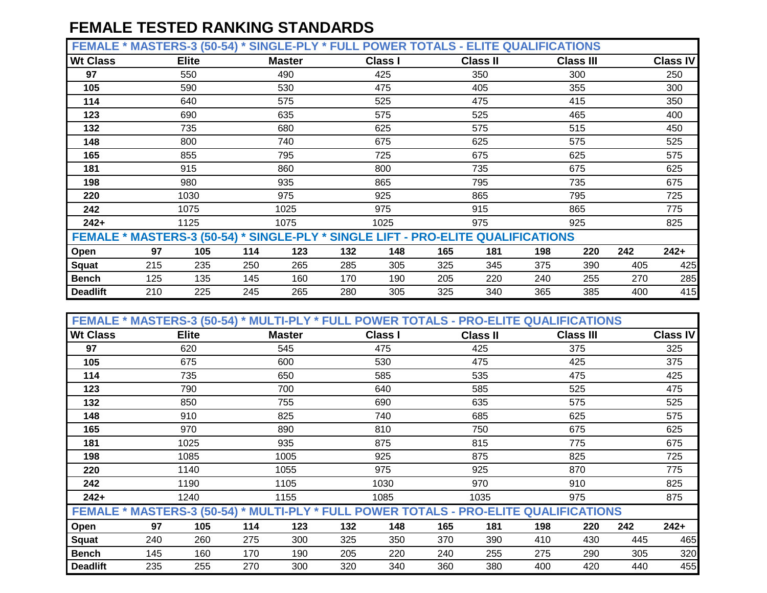# FEMALE TESTED RANKING STANDARDS

**FEMALE * MASTERS-3 (50-54) * SINGLE-PLY * FULL POWER TOTALS - ELITE QUALIFICATIONS**

| Wt Class | Elite | Master | Class I | Class II | Class III | Class IV |
|---|---|---|---|---|---|---|
| 97 | 550 | 490 | 425 | 350 | 300 | 250 |
| 105 | 590 | 530 | 475 | 405 | 355 | 300 |
| 114 | 640 | 575 | 525 | 475 | 415 | 350 |
| 123 | 690 | 635 | 575 | 525 | 465 | 400 |
| 132 | 735 | 680 | 625 | 575 | 515 | 450 |
| 148 | 800 | 740 | 675 | 625 | 575 | 525 |
| 165 | 855 | 795 | 725 | 675 | 625 | 575 |
| 181 | 915 | 860 | 800 | 735 | 675 | 625 |
| 198 | 980 | 935 | 865 | 795 | 735 | 675 |
| 220 | 1030 | 975 | 925 | 865 | 795 | 725 |
| 242 | 1075 | 1025 | 975 | 915 | 865 | 775 |
| 242+ | 1125 | 1075 | 1025 | 975 | 925 | 825 |

**FEMALE * MASTERS-3 (50-54) * SINGLE-PLY * SINGLE LIFT - PRO-ELITE QUALIFICATIONS**

| Open | 97 | 105 | 114 | 123 | 132 | 148 | 165 | 181 | 198 | 220 | 242 | 242+ |
|---|---|---|---|---|---|---|---|---|---|---|---|---|
| Squat | 215 | 235 | 250 | 265 | 285 | 305 | 325 | 345 | 375 | 390 | 405 | 425 |
| Bench | 125 | 135 | 145 | 160 | 170 | 190 | 205 | 220 | 240 | 255 | 270 | 285 |
| Deadlift | 210 | 225 | 245 | 265 | 280 | 305 | 325 | 340 | 365 | 385 | 400 | 415 |

**FEMALE * MASTERS-3 (50-54) * MULTI-PLY * FULL POWER TOTALS - PRO-ELITE QUALIFICATIONS**

| Wt Class | Elite | Master | Class I | Class II | Class III | Class IV |
|---|---|---|---|---|---|---|
| 97 | 620 | 545 | 475 | 425 | 375 | 325 |
| 105 | 675 | 600 | 530 | 475 | 425 | 375 |
| 114 | 735 | 650 | 585 | 535 | 475 | 425 |
| 123 | 790 | 700 | 640 | 585 | 525 | 475 |
| 132 | 850 | 755 | 690 | 635 | 575 | 525 |
| 148 | 910 | 825 | 740 | 685 | 625 | 575 |
| 165 | 970 | 890 | 810 | 750 | 675 | 625 |
| 181 | 1025 | 935 | 875 | 815 | 775 | 675 |
| 198 | 1085 | 1005 | 925 | 875 | 825 | 725 |
| 220 | 1140 | 1055 | 975 | 925 | 870 | 775 |
| 242 | 1190 | 1105 | 1030 | 970 | 910 | 825 |
| 242+ | 1240 | 1155 | 1085 | 1035 | 975 | 875 |

**FEMALE * MASTERS-3 (50-54) * MULTI-PLY * FULL POWER TOTALS - PRO-ELITE QUALIFICATIONS**

| Open | 97 | 105 | 114 | 123 | 132 | 148 | 165 | 181 | 198 | 220 | 242 | 242+ |
|---|---|---|---|---|---|---|---|---|---|---|---|---|
| Squat | 240 | 260 | 275 | 300 | 325 | 350 | 370 | 390 | 410 | 430 | 445 | 465 |
| Bench | 145 | 160 | 170 | 190 | 205 | 220 | 240 | 255 | 275 | 290 | 305 | 320 |
| Deadlift | 235 | 255 | 270 | 300 | 320 | 340 | 360 | 380 | 400 | 420 | 440 | 455 |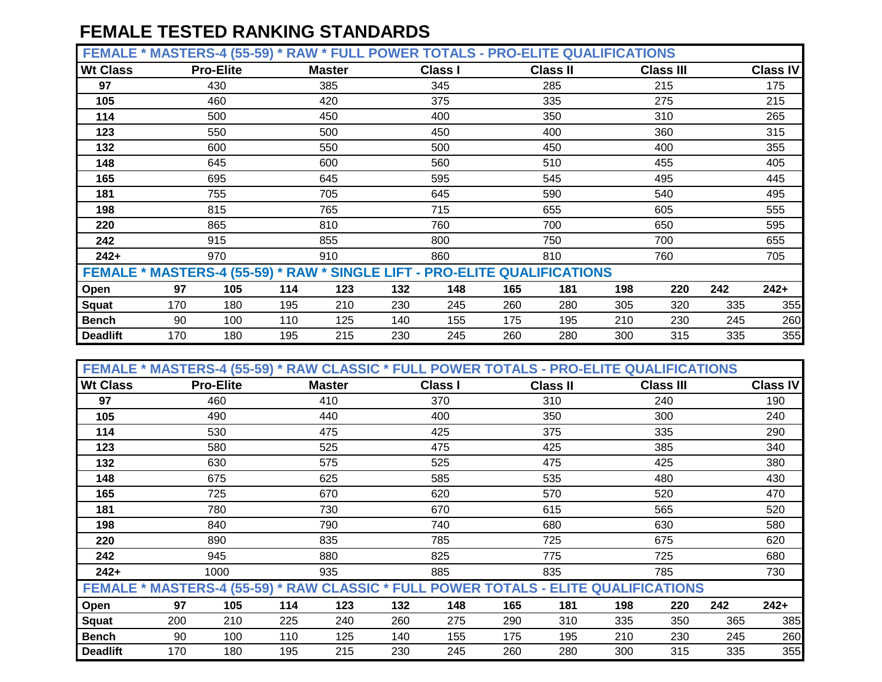# FEMALE TESTED RANKING STANDARDS

| FEMALE * MASTERS-4 (55-59) * RAW * FULL POWER TOTALS - PRO-ELITE QUALIFICATIONS | | | | | | |
|---|---|---|---|---|---|---|
| **Wt Class** | **Pro-Elite** | **Master** | **Class I** | **Class II** | **Class III** | **Class IV** |
| **97** | 430 | 385 | 345 | 285 | 215 | 175 |
| **105** | 460 | 420 | 375 | 335 | 275 | 215 |
| **114** | 500 | 450 | 400 | 350 | 310 | 265 |
| **123** | 550 | 500 | 450 | 400 | 360 | 315 |
| **132** | 600 | 550 | 500 | 450 | 400 | 355 |
| **148** | 645 | 600 | 560 | 510 | 455 | 405 |
| **165** | 695 | 645 | 595 | 545 | 495 | 445 |
| **181** | 755 | 705 | 645 | 590 | 540 | 495 |
| **198** | 815 | 765 | 715 | 655 | 605 | 555 |
| **220** | 865 | 810 | 760 | 700 | 650 | 595 |
| **242** | 915 | 855 | 800 | 750 | 700 | 655 |
| **242+** | 970 | 910 | 860 | 810 | 760 | 705 |

| FEMALE * MASTERS-4 (55-59) * RAW * SINGLE LIFT - PRO-ELITE QUALIFICATIONS | | | | | | | | | | | | |
|---|---|---|---|---|---|---|---|---|---|---|---|---|
| **Open** | **97** | **105** | **114** | **123** | **132** | **148** | **165** | **181** | **198** | **220** | **242** | **242+** |
| **Squat** | 170 | 180 | 195 | 210 | 230 | 245 | 260 | 280 | 305 | 320 | 335 | 355 |
| **Bench** | 90 | 100 | 110 | 125 | 140 | 155 | 175 | 195 | 210 | 230 | 245 | 260 |
| **Deadlift** | 170 | 180 | 195 | 215 | 230 | 245 | 260 | 280 | 300 | 315 | 335 | 355 |

| FEMALE * MASTERS-4 (55-59) * RAW CLASSIC * FULL POWER TOTALS - PRO-ELITE QUALIFICATIONS | | | | | | |
|---|---|---|---|---|---|---|
| **Wt Class** | **Pro-Elite** | **Master** | **Class I** | **Class II** | **Class III** | **Class IV** |
| **97** | 460 | 410 | 370 | 310 | 240 | 190 |
| **105** | 490 | 440 | 400 | 350 | 300 | 240 |
| **114** | 530 | 475 | 425 | 375 | 335 | 290 |
| **123** | 580 | 525 | 475 | 425 | 385 | 340 |
| **132** | 630 | 575 | 525 | 475 | 425 | 380 |
| **148** | 675 | 625 | 585 | 535 | 480 | 430 |
| **165** | 725 | 670 | 620 | 570 | 520 | 470 |
| **181** | 780 | 730 | 670 | 615 | 565 | 520 |
| **198** | 840 | 790 | 740 | 680 | 630 | 580 |
| **220** | 890 | 835 | 785 | 725 | 675 | 620 |
| **242** | 945 | 880 | 825 | 775 | 725 | 680 |
| **242+** | 1000 | 935 | 885 | 835 | 785 | 730 |

| FEMALE * MASTERS-4 (55-59) * RAW CLASSIC * FULL POWER TOTALS - ELITE QUALIFICATIONS | | | | | | | | | | | | |
|---|---|---|---|---|---|---|---|---|---|---|---|---|
| **Open** | **97** | **105** | **114** | **123** | **132** | **148** | **165** | **181** | **198** | **220** | **242** | **242+** |
| **Squat** | 200 | 210 | 225 | 240 | 260 | 275 | 290 | 310 | 335 | 350 | 365 | 385 |
| **Bench** | 90 | 100 | 110 | 125 | 140 | 155 | 175 | 195 | 210 | 230 | 245 | 260 |
| **Deadlift** | 170 | 180 | 195 | 215 | 230 | 245 | 260 | 280 | 300 | 315 | 335 | 355 |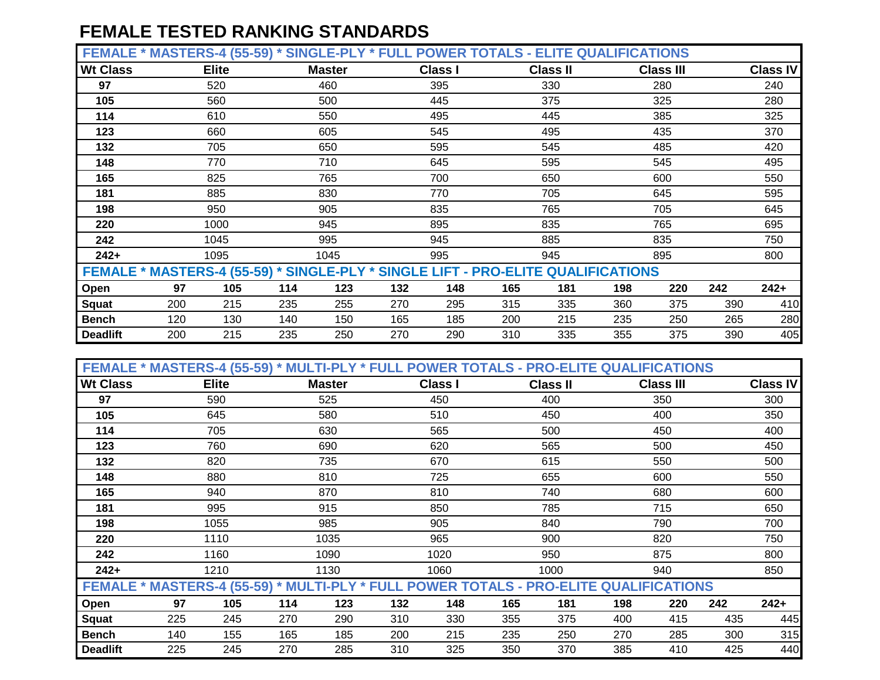# FEMALE TESTED RANKING STANDARDS

| FEMALE * MASTERS-4 (55-59) * SINGLE-PLY * FULL POWER TOTALS - ELITE QUALIFICATIONS | | | | | | |
|---|---|---|---|---|---|---|
| **Wt Class** | **Elite** | **Master** | **Class I** | **Class II** | **Class III** | **Class IV** |
| **97** | 520 | 460 | 395 | 330 | 280 | 240 |
| **105** | 560 | 500 | 445 | 375 | 325 | 280 |
| **114** | 610 | 550 | 495 | 445 | 385 | 325 |
| **123** | 660 | 605 | 545 | 495 | 435 | 370 |
| **132** | 705 | 650 | 595 | 545 | 485 | 420 |
| **148** | 770 | 710 | 645 | 595 | 545 | 495 |
| **165** | 825 | 765 | 700 | 650 | 600 | 550 |
| **181** | 885 | 830 | 770 | 705 | 645 | 595 |
| **198** | 950 | 905 | 835 | 765 | 705 | 645 |
| **220** | 1000 | 945 | 895 | 835 | 765 | 695 |
| **242** | 1045 | 995 | 945 | 885 | 835 | 750 |
| **242+** | 1095 | 1045 | 995 | 945 | 895 | 800 |

| FEMALE * MASTERS-4 (55-59) * SINGLE-PLY * SINGLE LIFT - PRO-ELITE QUALIFICATIONS | | | | | | | | | | | | |
|---|---|---|---|---|---|---|---|---|---|---|---|---|
| **Open** | **97** | **105** | **114** | **123** | **132** | **148** | **165** | **181** | **198** | **220** | **242** | **242+** |
| **Squat** | 200 | 215 | 235 | 255 | 270 | 295 | 315 | 335 | 360 | 375 | 390 | 410 |
| **Bench** | 120 | 130 | 140 | 150 | 165 | 185 | 200 | 215 | 235 | 250 | 265 | 280 |
| **Deadlift** | 200 | 215 | 235 | 250 | 270 | 290 | 310 | 335 | 355 | 375 | 390 | 405 |

| FEMALE * MASTERS-4 (55-59) * MULTI-PLY * FULL POWER TOTALS - PRO-ELITE QUALIFICATIONS | | | | | | |
|---|---|---|---|---|---|---|
| **Wt Class** | **Elite** | **Master** | **Class I** | **Class II** | **Class III** | **Class IV** |
| **97** | 590 | 525 | 450 | 400 | 350 | 300 |
| **105** | 645 | 580 | 510 | 450 | 400 | 350 |
| **114** | 705 | 630 | 565 | 500 | 450 | 400 |
| **123** | 760 | 690 | 620 | 565 | 500 | 450 |
| **132** | 820 | 735 | 670 | 615 | 550 | 500 |
| **148** | 880 | 810 | 725 | 655 | 600 | 550 |
| **165** | 940 | 870 | 810 | 740 | 680 | 600 |
| **181** | 995 | 915 | 850 | 785 | 715 | 650 |
| **198** | 1055 | 985 | 905 | 840 | 790 | 700 |
| **220** | 1110 | 1035 | 965 | 900 | 820 | 750 |
| **242** | 1160 | 1090 | 1020 | 950 | 875 | 800 |
| **242+** | 1210 | 1130 | 1060 | 1000 | 940 | 850 |

| FEMALE * MASTERS-4 (55-59) * MULTI-PLY * FULL POWER TOTALS - PRO-ELITE QUALIFICATIONS | | | | | | | | | | | | |
|---|---|---|---|---|---|---|---|---|---|---|---|---|
| **Open** | **97** | **105** | **114** | **123** | **132** | **148** | **165** | **181** | **198** | **220** | **242** | **242+** |
| **Squat** | 225 | 245 | 270 | 290 | 310 | 330 | 355 | 375 | 400 | 415 | 435 | 445 |
| **Bench** | 140 | 155 | 165 | 185 | 200 | 215 | 235 | 250 | 270 | 285 | 300 | 315 |
| **Deadlift** | 225 | 245 | 270 | 285 | 310 | 325 | 350 | 370 | 385 | 410 | 425 | 440 |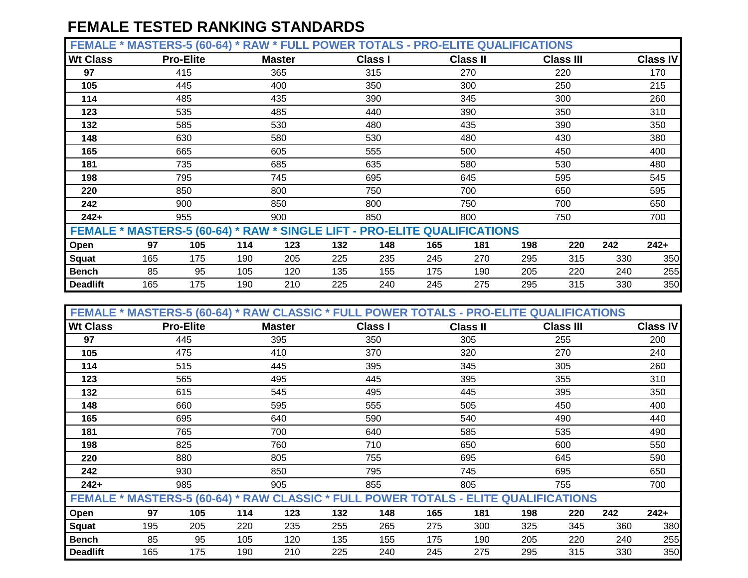# FEMALE TESTED RANKING STANDARDS

## FEMALE * MASTERS-5 (60-64) * RAW * FULL POWER TOTALS - PRO-ELITE QUALIFICATIONS

| Wt Class | Pro-Elite | Master | Class I | Class II | Class III | Class IV |
|---|---|---|---|---|---|---|
| 97 | 415 | 365 | 315 | 270 | 220 | 170 |
| 105 | 445 | 400 | 350 | 300 | 250 | 215 |
| 114 | 485 | 435 | 390 | 345 | 300 | 260 |
| 123 | 535 | 485 | 440 | 390 | 350 | 310 |
| 132 | 585 | 530 | 480 | 435 | 390 | 350 |
| 148 | 630 | 580 | 530 | 480 | 430 | 380 |
| 165 | 665 | 605 | 555 | 500 | 450 | 400 |
| 181 | 735 | 685 | 635 | 580 | 530 | 480 |
| 198 | 795 | 745 | 695 | 645 | 595 | 545 |
| 220 | 850 | 800 | 750 | 700 | 650 | 595 |
| 242 | 900 | 850 | 800 | 750 | 700 | 650 |
| 242+ | 955 | 900 | 850 | 800 | 750 | 700 |

## FEMALE * MASTERS-5 (60-64) * RAW * SINGLE LIFT - PRO-ELITE QUALIFICATIONS

| Open | 97 | 105 | 114 | 123 | 132 | 148 | 165 | 181 | 198 | 220 | 242 | 242+ |
|---|---|---|---|---|---|---|---|---|---|---|---|---|
| Squat | 165 | 175 | 190 | 205 | 225 | 235 | 245 | 270 | 295 | 315 | 330 | 350 |
| Bench | 85 | 95 | 105 | 120 | 135 | 155 | 175 | 190 | 205 | 220 | 240 | 255 |
| Deadlift | 165 | 175 | 190 | 210 | 225 | 240 | 245 | 275 | 295 | 315 | 330 | 350 |

## FEMALE * MASTERS-5 (60-64) * RAW CLASSIC * FULL POWER TOTALS - PRO-ELITE QUALIFICATIONS

| Wt Class | Pro-Elite | Master | Class I | Class II | Class III | Class IV |
|---|---|---|---|---|---|---|
| 97 | 445 | 395 | 350 | 305 | 255 | 200 |
| 105 | 475 | 410 | 370 | 320 | 270 | 240 |
| 114 | 515 | 445 | 395 | 345 | 305 | 260 |
| 123 | 565 | 495 | 445 | 395 | 355 | 310 |
| 132 | 615 | 545 | 495 | 445 | 395 | 350 |
| 148 | 660 | 595 | 555 | 505 | 450 | 400 |
| 165 | 695 | 640 | 590 | 540 | 490 | 440 |
| 181 | 765 | 700 | 640 | 585 | 535 | 490 |
| 198 | 825 | 760 | 710 | 650 | 600 | 550 |
| 220 | 880 | 805 | 755 | 695 | 645 | 590 |
| 242 | 930 | 850 | 795 | 745 | 695 | 650 |
| 242+ | 985 | 905 | 855 | 805 | 755 | 700 |

## FEMALE * MASTERS-5 (60-64) * RAW CLASSIC * FULL POWER TOTALS - ELITE QUALIFICATIONS

| Open | 97 | 105 | 114 | 123 | 132 | 148 | 165 | 181 | 198 | 220 | 242 | 242+ |
|---|---|---|---|---|---|---|---|---|---|---|---|---|
| Squat | 195 | 205 | 220 | 235 | 255 | 265 | 275 | 300 | 325 | 345 | 360 | 380 |
| Bench | 85 | 95 | 105 | 120 | 135 | 155 | 175 | 190 | 205 | 220 | 240 | 255 |
| Deadlift | 165 | 175 | 190 | 210 | 225 | 240 | 245 | 275 | 295 | 315 | 330 | 350 |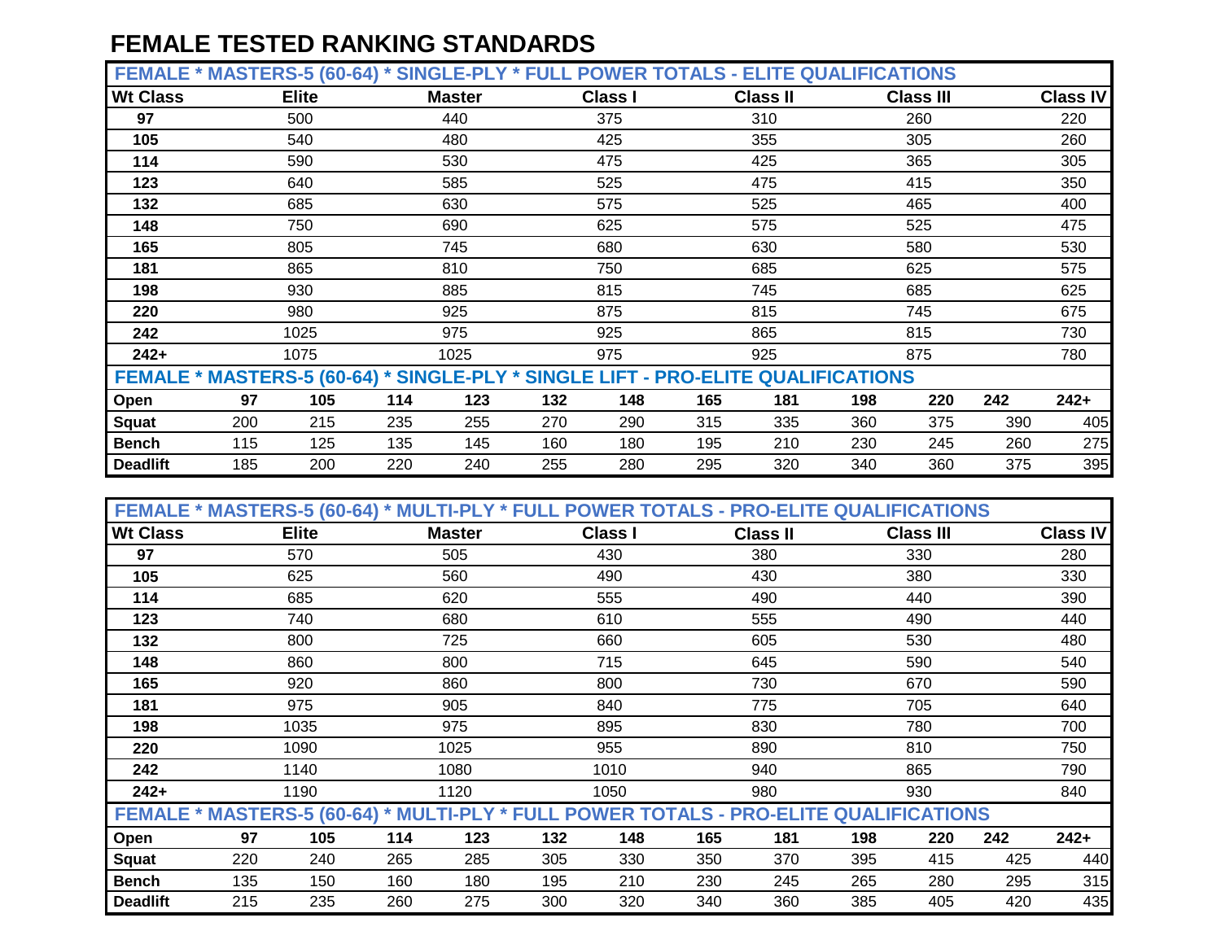# FEMALE TESTED RANKING STANDARDS

| FEMALE * MASTERS-5 (60-64) * SINGLE-PLY * FULL POWER TOTALS - ELITE QUALIFICATIONS | | | | | | |
|---|---|---|---|---|---|---|
| **Wt Class** | **Elite** | **Master** | **Class I** | **Class II** | **Class III** | **Class IV** |
| **97** | 500 | 440 | 375 | 310 | 260 | 220 |
| **105** | 540 | 480 | 425 | 355 | 305 | 260 |
| **114** | 590 | 530 | 475 | 425 | 365 | 305 |
| **123** | 640 | 585 | 525 | 475 | 415 | 350 |
| **132** | 685 | 630 | 575 | 525 | 465 | 400 |
| **148** | 750 | 690 | 625 | 575 | 525 | 475 |
| **165** | 805 | 745 | 680 | 630 | 580 | 530 |
| **181** | 865 | 810 | 750 | 685 | 625 | 575 |
| **198** | 930 | 885 | 815 | 745 | 685 | 625 |
| **220** | 980 | 925 | 875 | 815 | 745 | 675 |
| **242** | 1025 | 975 | 925 | 865 | 815 | 730 |
| **242+** | 1075 | 1025 | 975 | 925 | 875 | 780 |

| FEMALE * MASTERS-5 (60-64) * SINGLE-PLY * SINGLE LIFT - PRO-ELITE QUALIFICATIONS | | | | | | | | | | | | |
|---|---|---|---|---|---|---|---|---|---|---|---|---|
| **Open** | **97** | **105** | **114** | **123** | **132** | **148** | **165** | **181** | **198** | **220** | **242** | **242+** |
| **Squat** | 200 | 215 | 235 | 255 | 270 | 290 | 315 | 335 | 360 | 375 | 390 | 405 |
| **Bench** | 115 | 125 | 135 | 145 | 160 | 180 | 195 | 210 | 230 | 245 | 260 | 275 |
| **Deadlift** | 185 | 200 | 220 | 240 | 255 | 280 | 295 | 320 | 340 | 360 | 375 | 395 |

| FEMALE * MASTERS-5 (60-64) * MULTI-PLY * FULL POWER TOTALS - PRO-ELITE QUALIFICATIONS | | | | | | |
|---|---|---|---|---|---|---|
| **Wt Class** | **Elite** | **Master** | **Class I** | **Class II** | **Class III** | **Class IV** |
| **97** | 570 | 505 | 430 | 380 | 330 | 280 |
| **105** | 625 | 560 | 490 | 430 | 380 | 330 |
| **114** | 685 | 620 | 555 | 490 | 440 | 390 |
| **123** | 740 | 680 | 610 | 555 | 490 | 440 |
| **132** | 800 | 725 | 660 | 605 | 530 | 480 |
| **148** | 860 | 800 | 715 | 645 | 590 | 540 |
| **165** | 920 | 860 | 800 | 730 | 670 | 590 |
| **181** | 975 | 905 | 840 | 775 | 705 | 640 |
| **198** | 1035 | 975 | 895 | 830 | 780 | 700 |
| **220** | 1090 | 1025 | 955 | 890 | 810 | 750 |
| **242** | 1140 | 1080 | 1010 | 940 | 865 | 790 |
| **242+** | 1190 | 1120 | 1050 | 980 | 930 | 840 |

| FEMALE * MASTERS-5 (60-64) * MULTI-PLY * FULL POWER TOTALS - PRO-ELITE QUALIFICATIONS | | | | | | | | | | | | |
|---|---|---|---|---|---|---|---|---|---|---|---|---|
| **Open** | **97** | **105** | **114** | **123** | **132** | **148** | **165** | **181** | **198** | **220** | **242** | **242+** |
| **Squat** | 220 | 240 | 265 | 285 | 305 | 330 | 350 | 370 | 395 | 415 | 425 | 440 |
| **Bench** | 135 | 150 | 160 | 180 | 195 | 210 | 230 | 245 | 265 | 280 | 295 | 315 |
| **Deadlift** | 215 | 235 | 260 | 275 | 300 | 320 | 340 | 360 | 385 | 405 | 420 | 435 |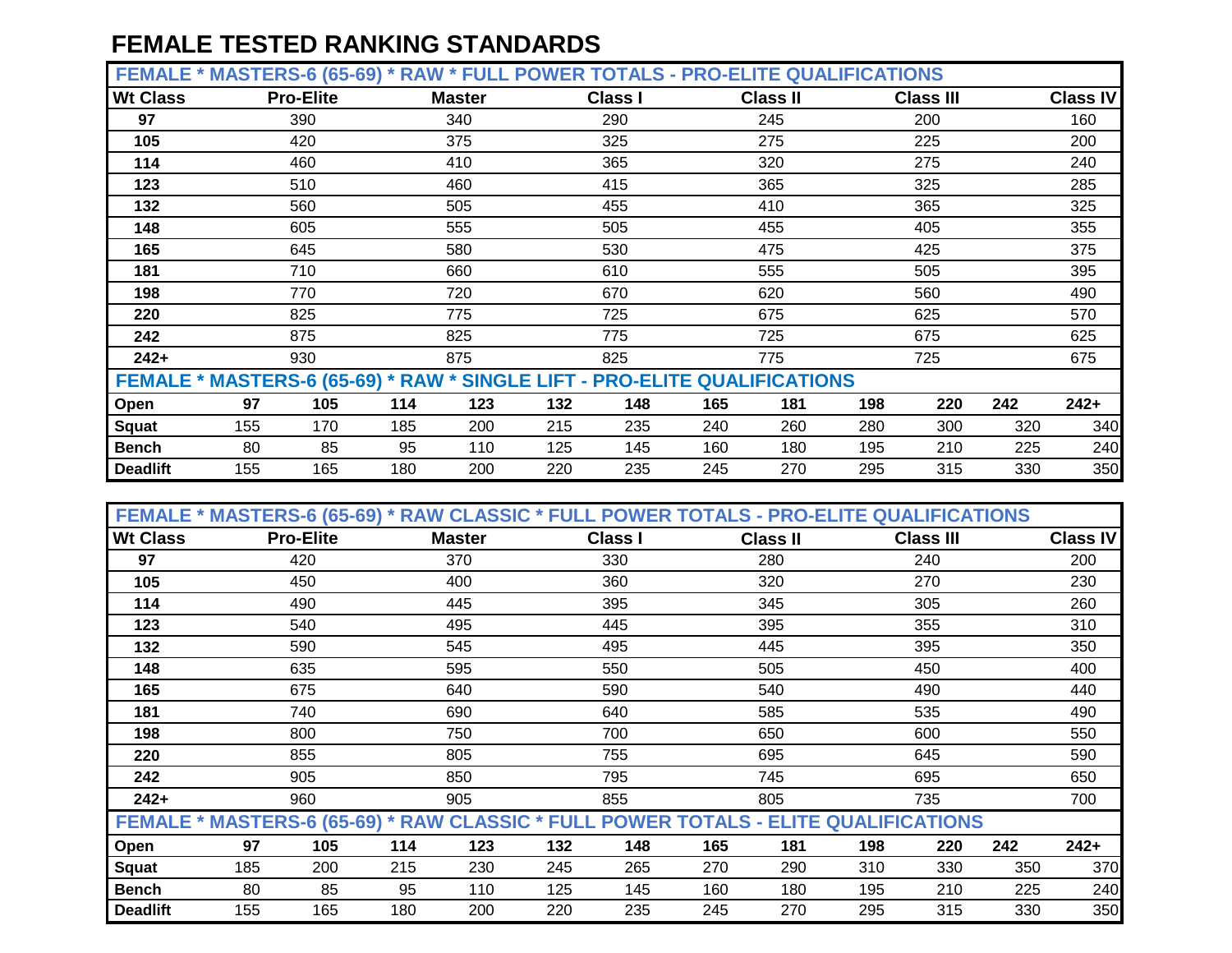# FEMALE TESTED RANKING STANDARDS

| FEMALE * MASTERS-6 (65-69) * RAW * FULL POWER TOTALS - PRO-ELITE QUALIFICATIONS | | | | | | |
|---|---|---|---|---|---|---|
| **Wt Class** | **Pro-Elite** | **Master** | **Class I** | **Class II** | **Class III** | **Class IV** |
| **97** | 390 | 340 | 290 | 245 | 200 | 160 |
| **105** | 420 | 375 | 325 | 275 | 225 | 200 |
| **114** | 460 | 410 | 365 | 320 | 275 | 240 |
| **123** | 510 | 460 | 415 | 365 | 325 | 285 |
| **132** | 560 | 505 | 455 | 410 | 365 | 325 |
| **148** | 605 | 555 | 505 | 455 | 405 | 355 |
| **165** | 645 | 580 | 530 | 475 | 425 | 375 |
| **181** | 710 | 660 | 610 | 555 | 505 | 395 |
| **198** | 770 | 720 | 670 | 620 | 560 | 490 |
| **220** | 825 | 775 | 725 | 675 | 625 | 570 |
| **242** | 875 | 825 | 775 | 725 | 675 | 625 |
| **242+** | 930 | 875 | 825 | 775 | 725 | 675 |

| FEMALE * MASTERS-6 (65-69) * RAW * SINGLE LIFT - PRO-ELITE QUALIFICATIONS | | | | | | | | | | | | |
|---|---|---|---|---|---|---|---|---|---|---|---|---|
| **Open** | **97** | **105** | **114** | **123** | **132** | **148** | **165** | **181** | **198** | **220** | **242** | **242+** |
| **Squat** | 155 | 170 | 185 | 200 | 215 | 235 | 240 | 260 | 280 | 300 | 320 | 340 |
| **Bench** | 80 | 85 | 95 | 110 | 125 | 145 | 160 | 180 | 195 | 210 | 225 | 240 |
| **Deadlift** | 155 | 165 | 180 | 200 | 220 | 235 | 245 | 270 | 295 | 315 | 330 | 350 |

| FEMALE * MASTERS-6 (65-69) * RAW CLASSIC * FULL POWER TOTALS - PRO-ELITE QUALIFICATIONS | | | | | | |
|---|---|---|---|---|---|---|
| **Wt Class** | **Pro-Elite** | **Master** | **Class I** | **Class II** | **Class III** | **Class IV** |
| **97** | 420 | 370 | 330 | 280 | 240 | 200 |
| **105** | 450 | 400 | 360 | 320 | 270 | 230 |
| **114** | 490 | 445 | 395 | 345 | 305 | 260 |
| **123** | 540 | 495 | 445 | 395 | 355 | 310 |
| **132** | 590 | 545 | 495 | 445 | 395 | 350 |
| **148** | 635 | 595 | 550 | 505 | 450 | 400 |
| **165** | 675 | 640 | 590 | 540 | 490 | 440 |
| **181** | 740 | 690 | 640 | 585 | 535 | 490 |
| **198** | 800 | 750 | 700 | 650 | 600 | 550 |
| **220** | 855 | 805 | 755 | 695 | 645 | 590 |
| **242** | 905 | 850 | 795 | 745 | 695 | 650 |
| **242+** | 960 | 905 | 855 | 805 | 735 | 700 |

| FEMALE * MASTERS-6 (65-69) * RAW CLASSIC * FULL POWER TOTALS - ELITE QUALIFICATIONS | | | | | | | | | | | | |
|---|---|---|---|---|---|---|---|---|---|---|---|---|
| **Open** | **97** | **105** | **114** | **123** | **132** | **148** | **165** | **181** | **198** | **220** | **242** | **242+** |
| **Squat** | 185 | 200 | 215 | 230 | 245 | 265 | 270 | 290 | 310 | 330 | 350 | 370 |
| **Bench** | 80 | 85 | 95 | 110 | 125 | 145 | 160 | 180 | 195 | 210 | 225 | 240 |
| **Deadlift** | 155 | 165 | 180 | 200 | 220 | 235 | 245 | 270 | 295 | 315 | 330 | 350 |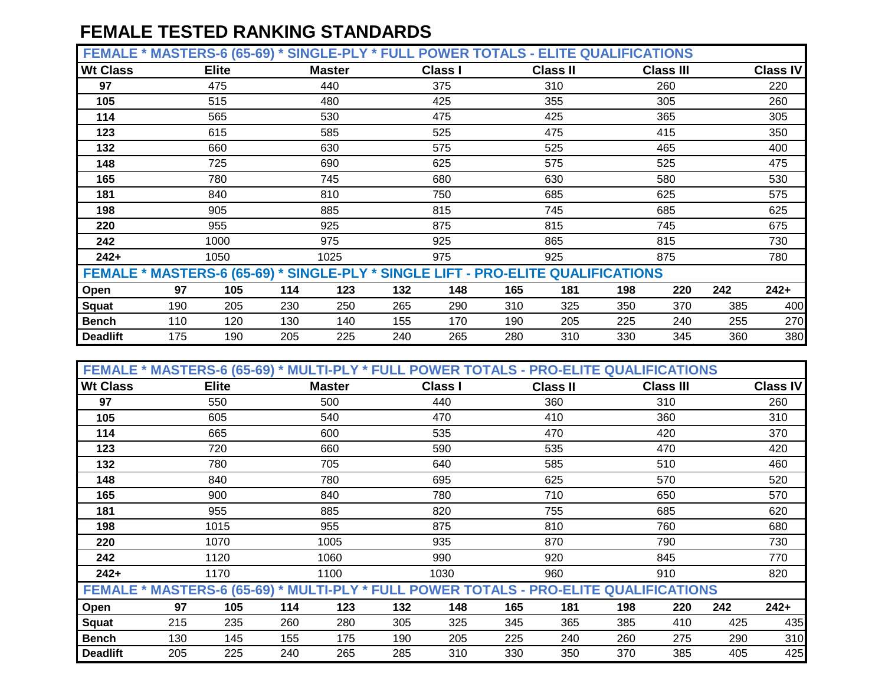# FEMALE TESTED RANKING STANDARDS

| FEMALE * MASTERS-6 (65-69) * SINGLE-PLY * FULL POWER TOTALS - ELITE QUALIFICATIONS | | | | | | |
|---|---|---|---|---|---|---|
| **Wt Class** | **Elite** | **Master** | **Class I** | **Class II** | **Class III** | **Class IV** |
| **97** | 475 | 440 | 375 | 310 | 260 | 220 |
| **105** | 515 | 480 | 425 | 355 | 305 | 260 |
| **114** | 565 | 530 | 475 | 425 | 365 | 305 |
| **123** | 615 | 585 | 525 | 475 | 415 | 350 |
| **132** | 660 | 630 | 575 | 525 | 465 | 400 |
| **148** | 725 | 690 | 625 | 575 | 525 | 475 |
| **165** | 780 | 745 | 680 | 630 | 580 | 530 |
| **181** | 840 | 810 | 750 | 685 | 625 | 575 |
| **198** | 905 | 885 | 815 | 745 | 685 | 625 |
| **220** | 955 | 925 | 875 | 815 | 745 | 675 |
| **242** | 1000 | 975 | 925 | 865 | 815 | 730 |
| **242+** | 1050 | 1025 | 975 | 925 | 875 | 780 |

| FEMALE * MASTERS-6 (65-69) * SINGLE-PLY * SINGLE LIFT - PRO-ELITE QUALIFICATIONS | | | | | | | | | | | | |
|---|---|---|---|---|---|---|---|---|---|---|---|---|
| **Open** | **97** | **105** | **114** | **123** | **132** | **148** | **165** | **181** | **198** | **220** | **242** | **242+** |
| **Squat** | 190 | 205 | 230 | 250 | 265 | 290 | 310 | 325 | 350 | 370 | 385 | 400 |
| **Bench** | 110 | 120 | 130 | 140 | 155 | 170 | 190 | 205 | 225 | 240 | 255 | 270 |
| **Deadlift** | 175 | 190 | 205 | 225 | 240 | 265 | 280 | 310 | 330 | 345 | 360 | 380 |

| FEMALE * MASTERS-6 (65-69) * MULTI-PLY * FULL POWER TOTALS - PRO-ELITE QUALIFICATIONS | | | | | | |
|---|---|---|---|---|---|---|
| **Wt Class** | **Elite** | **Master** | **Class I** | **Class II** | **Class III** | **Class IV** |
| **97** | 550 | 500 | 440 | 360 | 310 | 260 |
| **105** | 605 | 540 | 470 | 410 | 360 | 310 |
| **114** | 665 | 600 | 535 | 470 | 420 | 370 |
| **123** | 720 | 660 | 590 | 535 | 470 | 420 |
| **132** | 780 | 705 | 640 | 585 | 510 | 460 |
| **148** | 840 | 780 | 695 | 625 | 570 | 520 |
| **165** | 900 | 840 | 780 | 710 | 650 | 570 |
| **181** | 955 | 885 | 820 | 755 | 685 | 620 |
| **198** | 1015 | 955 | 875 | 810 | 760 | 680 |
| **220** | 1070 | 1005 | 935 | 870 | 790 | 730 |
| **242** | 1120 | 1060 | 990 | 920 | 845 | 770 |
| **242+** | 1170 | 1100 | 1030 | 960 | 910 | 820 |

| FEMALE * MASTERS-6 (65-69) * MULTI-PLY * FULL POWER TOTALS - PRO-ELITE QUALIFICATIONS | | | | | | | | | | | | |
|---|---|---|---|---|---|---|---|---|---|---|---|---|
| **Open** | **97** | **105** | **114** | **123** | **132** | **148** | **165** | **181** | **198** | **220** | **242** | **242+** |
| **Squat** | 215 | 235 | 260 | 280 | 305 | 325 | 345 | 365 | 385 | 410 | 425 | 435 |
| **Bench** | 130 | 145 | 155 | 175 | 190 | 205 | 225 | 240 | 260 | 275 | 290 | 310 |
| **Deadlift** | 205 | 225 | 240 | 265 | 285 | 310 | 330 | 350 | 370 | 385 | 405 | 425 |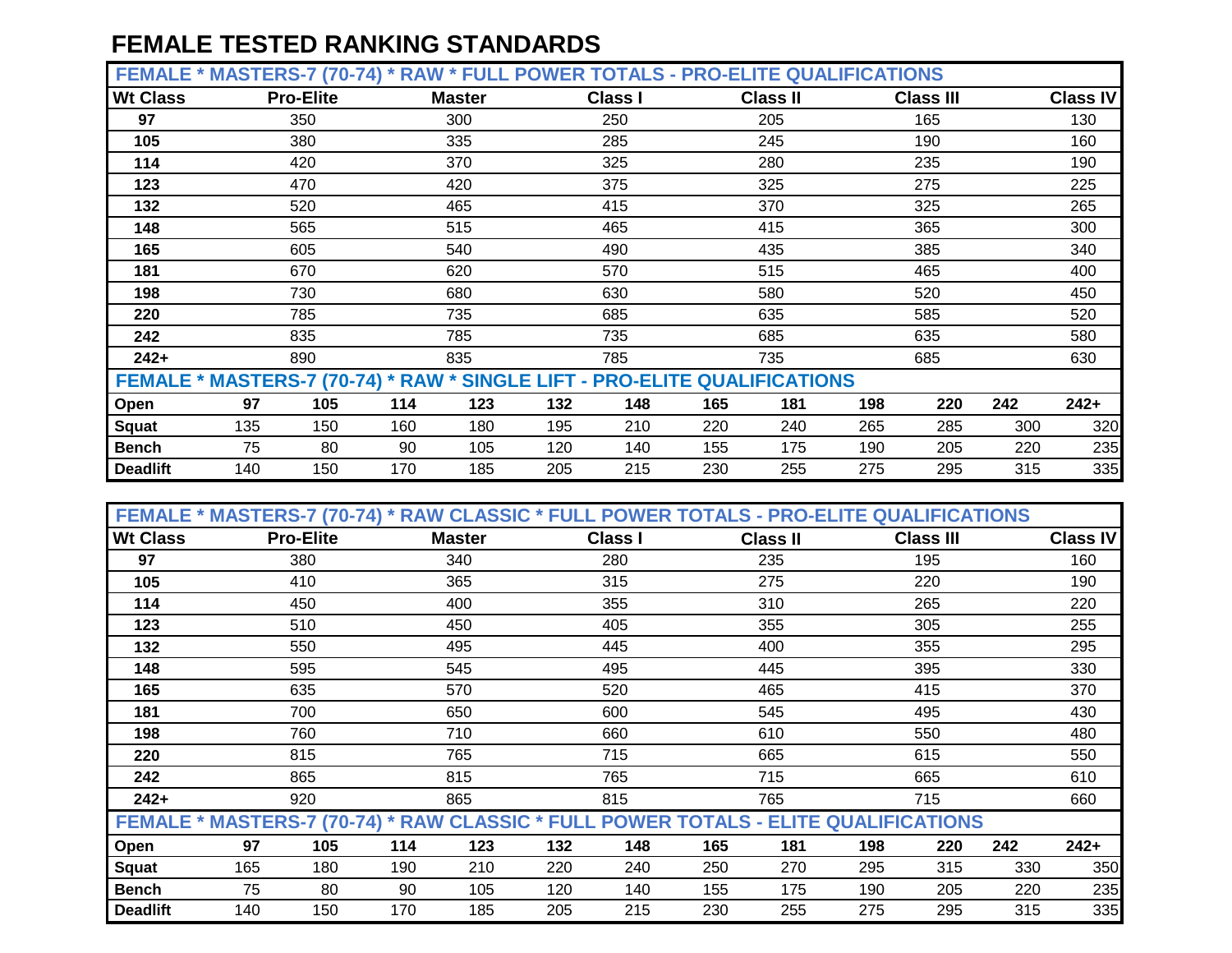# FEMALE TESTED RANKING STANDARDS

| FEMALE * MASTERS-7 (70-74) * RAW * FULL POWER TOTALS - PRO-ELITE QUALIFICATIONS | | | | | | |
|---|---|---|---|---|---|---|
| **Wt Class** | **Pro-Elite** | **Master** | **Class I** | **Class II** | **Class III** | **Class IV** |
| **97** | 350 | 300 | 250 | 205 | 165 | 130 |
| **105** | 380 | 335 | 285 | 245 | 190 | 160 |
| **114** | 420 | 370 | 325 | 280 | 235 | 190 |
| **123** | 470 | 420 | 375 | 325 | 275 | 225 |
| **132** | 520 | 465 | 415 | 370 | 325 | 265 |
| **148** | 565 | 515 | 465 | 415 | 365 | 300 |
| **165** | 605 | 540 | 490 | 435 | 385 | 340 |
| **181** | 670 | 620 | 570 | 515 | 465 | 400 |
| **198** | 730 | 680 | 630 | 580 | 520 | 450 |
| **220** | 785 | 735 | 685 | 635 | 585 | 520 |
| **242** | 835 | 785 | 735 | 685 | 635 | 580 |
| **242+** | 890 | 835 | 785 | 735 | 685 | 630 |

| FEMALE * MASTERS-7 (70-74) * RAW * SINGLE LIFT - PRO-ELITE QUALIFICATIONS | | | | | | | | | | | | |
|---|---|---|---|---|---|---|---|---|---|---|---|---|
| **Open** | **97** | **105** | **114** | **123** | **132** | **148** | **165** | **181** | **198** | **220** | **242** | **242+** |
| **Squat** | 135 | 150 | 160 | 180 | 195 | 210 | 220 | 240 | 265 | 285 | 300 | 320 |
| **Bench** | 75 | 80 | 90 | 105 | 120 | 140 | 155 | 175 | 190 | 205 | 220 | 235 |
| **Deadlift** | 140 | 150 | 170 | 185 | 205 | 215 | 230 | 255 | 275 | 295 | 315 | 335 |

| FEMALE * MASTERS-7 (70-74) * RAW CLASSIC * FULL POWER TOTALS - PRO-ELITE QUALIFICATIONS | | | | | | |
|---|---|---|---|---|---|---|
| **Wt Class** | **Pro-Elite** | **Master** | **Class I** | **Class II** | **Class III** | **Class IV** |
| **97** | 380 | 340 | 280 | 235 | 195 | 160 |
| **105** | 410 | 365 | 315 | 275 | 220 | 190 |
| **114** | 450 | 400 | 355 | 310 | 265 | 220 |
| **123** | 510 | 450 | 405 | 355 | 305 | 255 |
| **132** | 550 | 495 | 445 | 400 | 355 | 295 |
| **148** | 595 | 545 | 495 | 445 | 395 | 330 |
| **165** | 635 | 570 | 520 | 465 | 415 | 370 |
| **181** | 700 | 650 | 600 | 545 | 495 | 430 |
| **198** | 760 | 710 | 660 | 610 | 550 | 480 |
| **220** | 815 | 765 | 715 | 665 | 615 | 550 |
| **242** | 865 | 815 | 765 | 715 | 665 | 610 |
| **242+** | 920 | 865 | 815 | 765 | 715 | 660 |

| FEMALE * MASTERS-7 (70-74) * RAW CLASSIC * FULL POWER TOTALS - ELITE QUALIFICATIONS | | | | | | | | | | | | |
|---|---|---|---|---|---|---|---|---|---|---|---|---|
| **Open** | **97** | **105** | **114** | **123** | **132** | **148** | **165** | **181** | **198** | **220** | **242** | **242+** |
| **Squat** | 165 | 180 | 190 | 210 | 220 | 240 | 250 | 270 | 295 | 315 | 330 | 350 |
| **Bench** | 75 | 80 | 90 | 105 | 120 | 140 | 155 | 175 | 190 | 205 | 220 | 235 |
| **Deadlift** | 140 | 150 | 170 | 185 | 205 | 215 | 230 | 255 | 275 | 295 | 315 | 335 |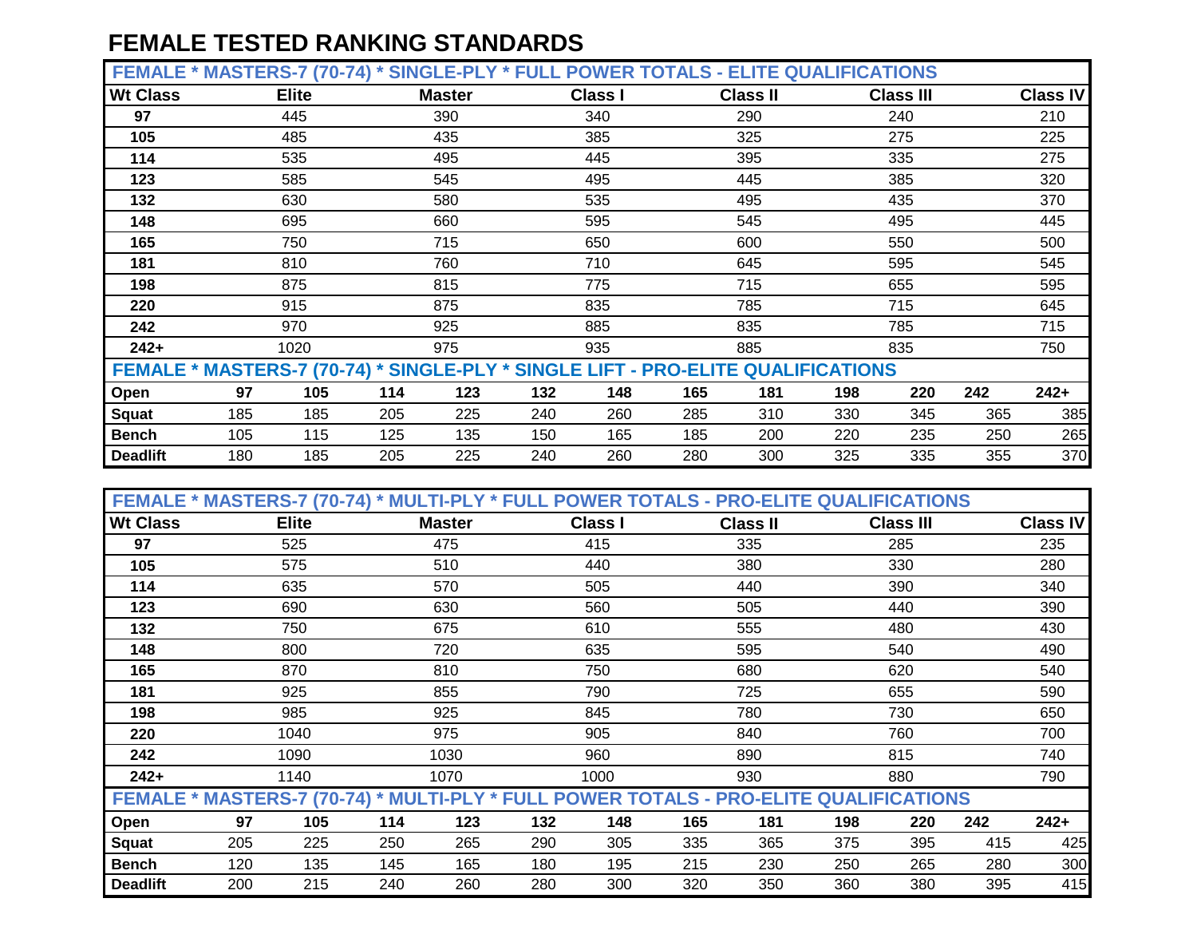# FEMALE TESTED RANKING STANDARDS

| FEMALE * MASTERS-7 (70-74) * SINGLE-PLY * FULL POWER TOTALS - ELITE QUALIFICATIONS | | | | | | |
|---|---|---|---|---|---|---|
| **Wt Class** | **Elite** | **Master** | **Class I** | **Class II** | **Class III** | **Class IV** |
| **97** | 445 | 390 | 340 | 290 | 240 | 210 |
| **105** | 485 | 435 | 385 | 325 | 275 | 225 |
| **114** | 535 | 495 | 445 | 395 | 335 | 275 |
| **123** | 585 | 545 | 495 | 445 | 385 | 320 |
| **132** | 630 | 580 | 535 | 495 | 435 | 370 |
| **148** | 695 | 660 | 595 | 545 | 495 | 445 |
| **165** | 750 | 715 | 650 | 600 | 550 | 500 |
| **181** | 810 | 760 | 710 | 645 | 595 | 545 |
| **198** | 875 | 815 | 775 | 715 | 655 | 595 |
| **220** | 915 | 875 | 835 | 785 | 715 | 645 |
| **242** | 970 | 925 | 885 | 835 | 785 | 715 |
| **242+** | 1020 | 975 | 935 | 885 | 835 | 750 |

| FEMALE * MASTERS-7 (70-74) * SINGLE-PLY * SINGLE LIFT - PRO-ELITE QUALIFICATIONS | | | | | | | | | | | | |
|---|---|---|---|---|---|---|---|---|---|---|---|---|
| **Open** | **97** | **105** | **114** | **123** | **132** | **148** | **165** | **181** | **198** | **220** | **242** | **242+** |
| **Squat** | 185 | 185 | 205 | 225 | 240 | 260 | 285 | 310 | 330 | 345 | 365 | 385 |
| **Bench** | 105 | 115 | 125 | 135 | 150 | 165 | 185 | 200 | 220 | 235 | 250 | 265 |
| **Deadlift** | 180 | 185 | 205 | 225 | 240 | 260 | 280 | 300 | 325 | 335 | 355 | 370 |

| FEMALE * MASTERS-7 (70-74) * MULTI-PLY * FULL POWER TOTALS - PRO-ELITE QUALIFICATIONS | | | | | | |
|---|---|---|---|---|---|---|
| **Wt Class** | **Elite** | **Master** | **Class I** | **Class II** | **Class III** | **Class IV** |
| **97** | 525 | 475 | 415 | 335 | 285 | 235 |
| **105** | 575 | 510 | 440 | 380 | 330 | 280 |
| **114** | 635 | 570 | 505 | 440 | 390 | 340 |
| **123** | 690 | 630 | 560 | 505 | 440 | 390 |
| **132** | 750 | 675 | 610 | 555 | 480 | 430 |
| **148** | 800 | 720 | 635 | 595 | 540 | 490 |
| **165** | 870 | 810 | 750 | 680 | 620 | 540 |
| **181** | 925 | 855 | 790 | 725 | 655 | 590 |
| **198** | 985 | 925 | 845 | 780 | 730 | 650 |
| **220** | 1040 | 975 | 905 | 840 | 760 | 700 |
| **242** | 1090 | 1030 | 960 | 890 | 815 | 740 |
| **242+** | 1140 | 1070 | 1000 | 930 | 880 | 790 |

| FEMALE * MASTERS-7 (70-74) * MULTI-PLY * FULL POWER TOTALS - PRO-ELITE QUALIFICATIONS | | | | | | | | | | | | |
|---|---|---|---|---|---|---|---|---|---|---|---|---|
| **Open** | **97** | **105** | **114** | **123** | **132** | **148** | **165** | **181** | **198** | **220** | **242** | **242+** |
| **Squat** | 205 | 225 | 250 | 265 | 290 | 305 | 335 | 365 | 375 | 395 | 415 | 425 |
| **Bench** | 120 | 135 | 145 | 165 | 180 | 195 | 215 | 230 | 250 | 265 | 280 | 300 |
| **Deadlift** | 200 | 215 | 240 | 260 | 280 | 300 | 320 | 350 | 360 | 380 | 395 | 415 |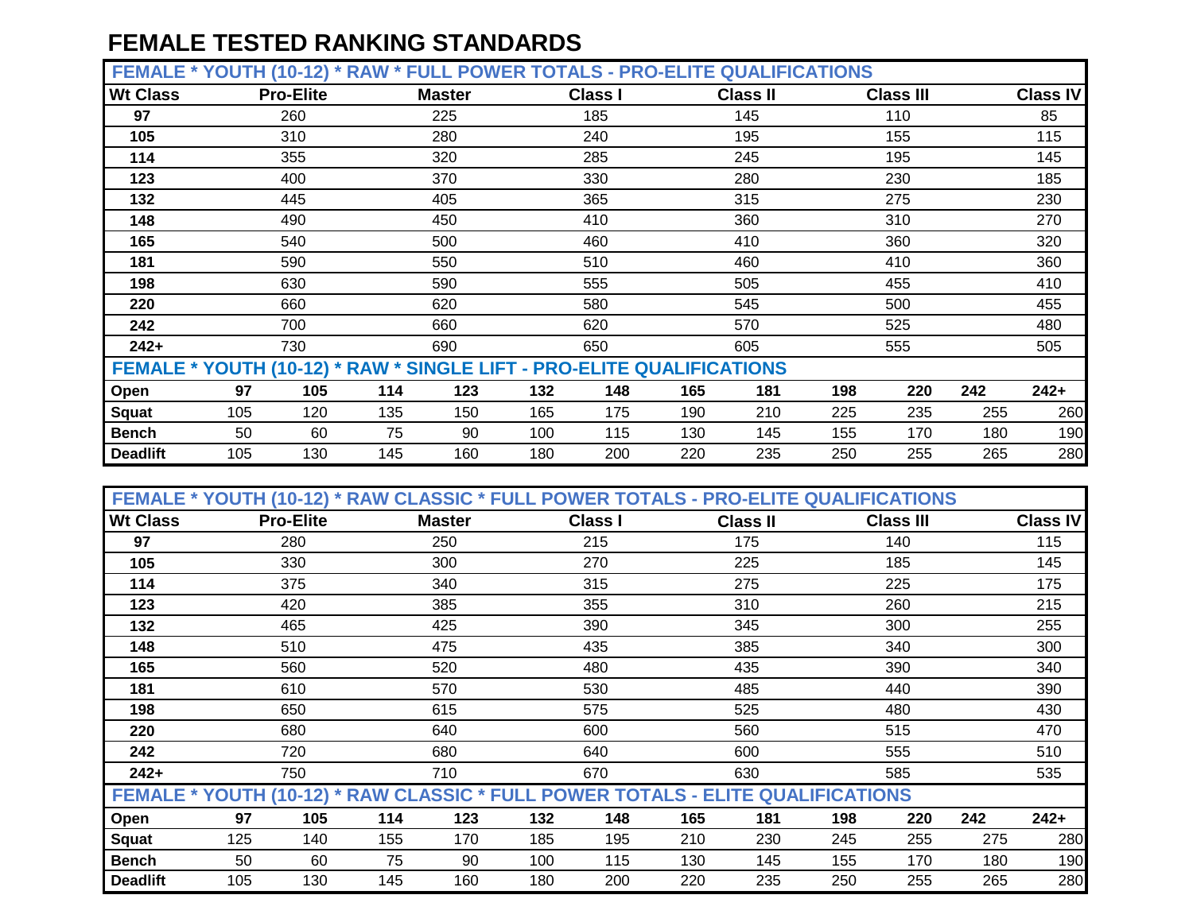# FEMALE TESTED RANKING STANDARDS

| FEMALE * YOUTH (10-12) * RAW * FULL POWER TOTALS - PRO-ELITE QUALIFICATIONS | | | | | | |
|---|---|---|---|---|---|---|
| **Wt Class** | **Pro-Elite** | **Master** | **Class I** | **Class II** | **Class III** | **Class IV** |
| **97** | 260 | 225 | 185 | 145 | 110 | 85 |
| **105** | 310 | 280 | 240 | 195 | 155 | 115 |
| **114** | 355 | 320 | 285 | 245 | 195 | 145 |
| **123** | 400 | 370 | 330 | 280 | 230 | 185 |
| **132** | 445 | 405 | 365 | 315 | 275 | 230 |
| **148** | 490 | 450 | 410 | 360 | 310 | 270 |
| **165** | 540 | 500 | 460 | 410 | 360 | 320 |
| **181** | 590 | 550 | 510 | 460 | 410 | 360 |
| **198** | 630 | 590 | 555 | 505 | 455 | 410 |
| **220** | 660 | 620 | 580 | 545 | 500 | 455 |
| **242** | 700 | 660 | 620 | 570 | 525 | 480 |
| **242+** | 730 | 690 | 650 | 605 | 555 | 505 |

| FEMALE * YOUTH (10-12) * RAW * SINGLE LIFT - PRO-ELITE QUALIFICATIONS | | | | | | | | | | | | |
|---|---|---|---|---|---|---|---|---|---|---|---|---|
| **Open** | **97** | **105** | **114** | **123** | **132** | **148** | **165** | **181** | **198** | **220** | **242** | **242+** |
| **Squat** | 105 | 120 | 135 | 150 | 165 | 175 | 190 | 210 | 225 | 235 | 255 | 260 |
| **Bench** | 50 | 60 | 75 | 90 | 100 | 115 | 130 | 145 | 155 | 170 | 180 | 190 |
| **Deadlift** | 105 | 130 | 145 | 160 | 180 | 200 | 220 | 235 | 250 | 255 | 265 | 280 |

| FEMALE * YOUTH (10-12) * RAW CLASSIC * FULL POWER TOTALS - PRO-ELITE QUALIFICATIONS | | | | | | |
|---|---|---|---|---|---|---|
| **Wt Class** | **Pro-Elite** | **Master** | **Class I** | **Class II** | **Class III** | **Class IV** |
| **97** | 280 | 250 | 215 | 175 | 140 | 115 |
| **105** | 330 | 300 | 270 | 225 | 185 | 145 |
| **114** | 375 | 340 | 315 | 275 | 225 | 175 |
| **123** | 420 | 385 | 355 | 310 | 260 | 215 |
| **132** | 465 | 425 | 390 | 345 | 300 | 255 |
| **148** | 510 | 475 | 435 | 385 | 340 | 300 |
| **165** | 560 | 520 | 480 | 435 | 390 | 340 |
| **181** | 610 | 570 | 530 | 485 | 440 | 390 |
| **198** | 650 | 615 | 575 | 525 | 480 | 430 |
| **220** | 680 | 640 | 600 | 560 | 515 | 470 |
| **242** | 720 | 680 | 640 | 600 | 555 | 510 |
| **242+** | 750 | 710 | 670 | 630 | 585 | 535 |

| FEMALE * YOUTH (10-12) * RAW CLASSIC * FULL POWER TOTALS - ELITE QUALIFICATIONS | | | | | | | | | | | | |
|---|---|---|---|---|---|---|---|---|---|---|---|---|
| **Open** | **97** | **105** | **114** | **123** | **132** | **148** | **165** | **181** | **198** | **220** | **242** | **242+** |
| **Squat** | 125 | 140 | 155 | 170 | 185 | 195 | 210 | 230 | 245 | 255 | 275 | 280 |
| **Bench** | 50 | 60 | 75 | 90 | 100 | 115 | 130 | 145 | 155 | 170 | 180 | 190 |
| **Deadlift** | 105 | 130 | 145 | 160 | 180 | 200 | 220 | 235 | 250 | 255 | 265 | 280 |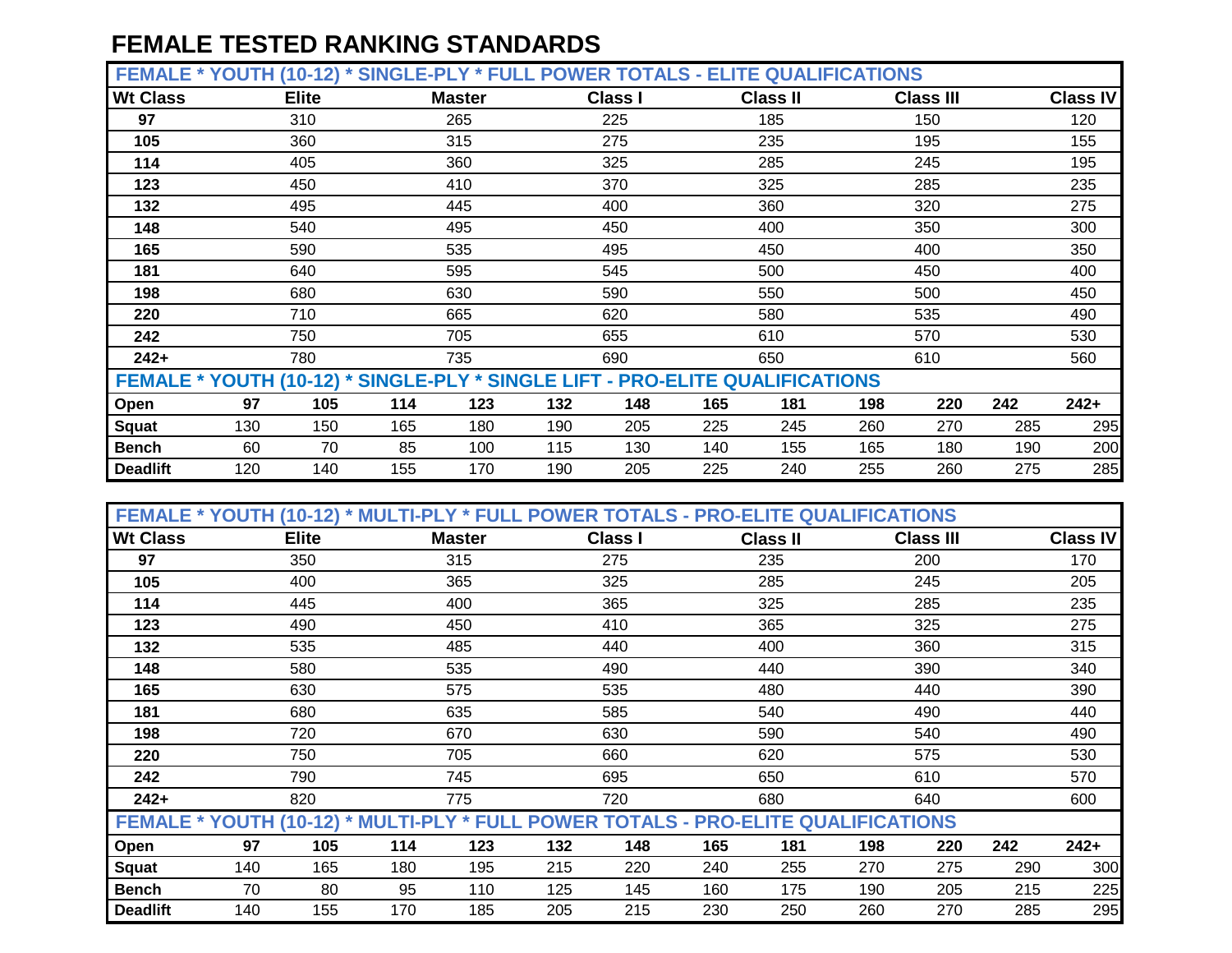# FEMALE TESTED RANKING STANDARDS

| FEMALE * YOUTH (10-12) * SINGLE-PLY * FULL POWER TOTALS - ELITE QUALIFICATIONS | | | | | | |
|---|---|---|---|---|---|---|
| **Wt Class** | **Elite** | **Master** | **Class I** | **Class II** | **Class III** | **Class IV** |
| **97** | 310 | 265 | 225 | 185 | 150 | 120 |
| **105** | 360 | 315 | 275 | 235 | 195 | 155 |
| **114** | 405 | 360 | 325 | 285 | 245 | 195 |
| **123** | 450 | 410 | 370 | 325 | 285 | 235 |
| **132** | 495 | 445 | 400 | 360 | 320 | 275 |
| **148** | 540 | 495 | 450 | 400 | 350 | 300 |
| **165** | 590 | 535 | 495 | 450 | 400 | 350 |
| **181** | 640 | 595 | 545 | 500 | 450 | 400 |
| **198** | 680 | 630 | 590 | 550 | 500 | 450 |
| **220** | 710 | 665 | 620 | 580 | 535 | 490 |
| **242** | 750 | 705 | 655 | 610 | 570 | 530 |
| **242+** | 780 | 735 | 690 | 650 | 610 | 560 |

| FEMALE * YOUTH (10-12) * SINGLE-PLY * SINGLE LIFT - PRO-ELITE QUALIFICATIONS | | | | | | | | | | | | |
|---|---|---|---|---|---|---|---|---|---|---|---|---|
| **Open** | **97** | **105** | **114** | **123** | **132** | **148** | **165** | **181** | **198** | **220** | **242** | **242+** |
| **Squat** | 130 | 150 | 165 | 180 | 190 | 205 | 225 | 245 | 260 | 270 | 285 | 295 |
| **Bench** | 60 | 70 | 85 | 100 | 115 | 130 | 140 | 155 | 165 | 180 | 190 | 200 |
| **Deadlift** | 120 | 140 | 155 | 170 | 190 | 205 | 225 | 240 | 255 | 260 | 275 | 285 |

| FEMALE * YOUTH (10-12) * MULTI-PLY * FULL POWER TOTALS - PRO-ELITE QUALIFICATIONS | | | | | | |
|---|---|---|---|---|---|---|
| **Wt Class** | **Elite** | **Master** | **Class I** | **Class II** | **Class III** | **Class IV** |
| **97** | 350 | 315 | 275 | 235 | 200 | 170 |
| **105** | 400 | 365 | 325 | 285 | 245 | 205 |
| **114** | 445 | 400 | 365 | 325 | 285 | 235 |
| **123** | 490 | 450 | 410 | 365 | 325 | 275 |
| **132** | 535 | 485 | 440 | 400 | 360 | 315 |
| **148** | 580 | 535 | 490 | 440 | 390 | 340 |
| **165** | 630 | 575 | 535 | 480 | 440 | 390 |
| **181** | 680 | 635 | 585 | 540 | 490 | 440 |
| **198** | 720 | 670 | 630 | 590 | 540 | 490 |
| **220** | 750 | 705 | 660 | 620 | 575 | 530 |
| **242** | 790 | 745 | 695 | 650 | 610 | 570 |
| **242+** | 820 | 775 | 720 | 680 | 640 | 600 |

| FEMALE * YOUTH (10-12) * MULTI-PLY * FULL POWER TOTALS - PRO-ELITE QUALIFICATIONS | | | | | | | | | | | | |
|---|---|---|---|---|---|---|---|---|---|---|---|---|
| **Open** | **97** | **105** | **114** | **123** | **132** | **148** | **165** | **181** | **198** | **220** | **242** | **242+** |
| **Squat** | 140 | 165 | 180 | 195 | 215 | 220 | 240 | 255 | 270 | 275 | 290 | 300 |
| **Bench** | 70 | 80 | 95 | 110 | 125 | 145 | 160 | 175 | 190 | 205 | 215 | 225 |
| **Deadlift** | 140 | 155 | 170 | 185 | 205 | 215 | 230 | 250 | 260 | 270 | 285 | 295 |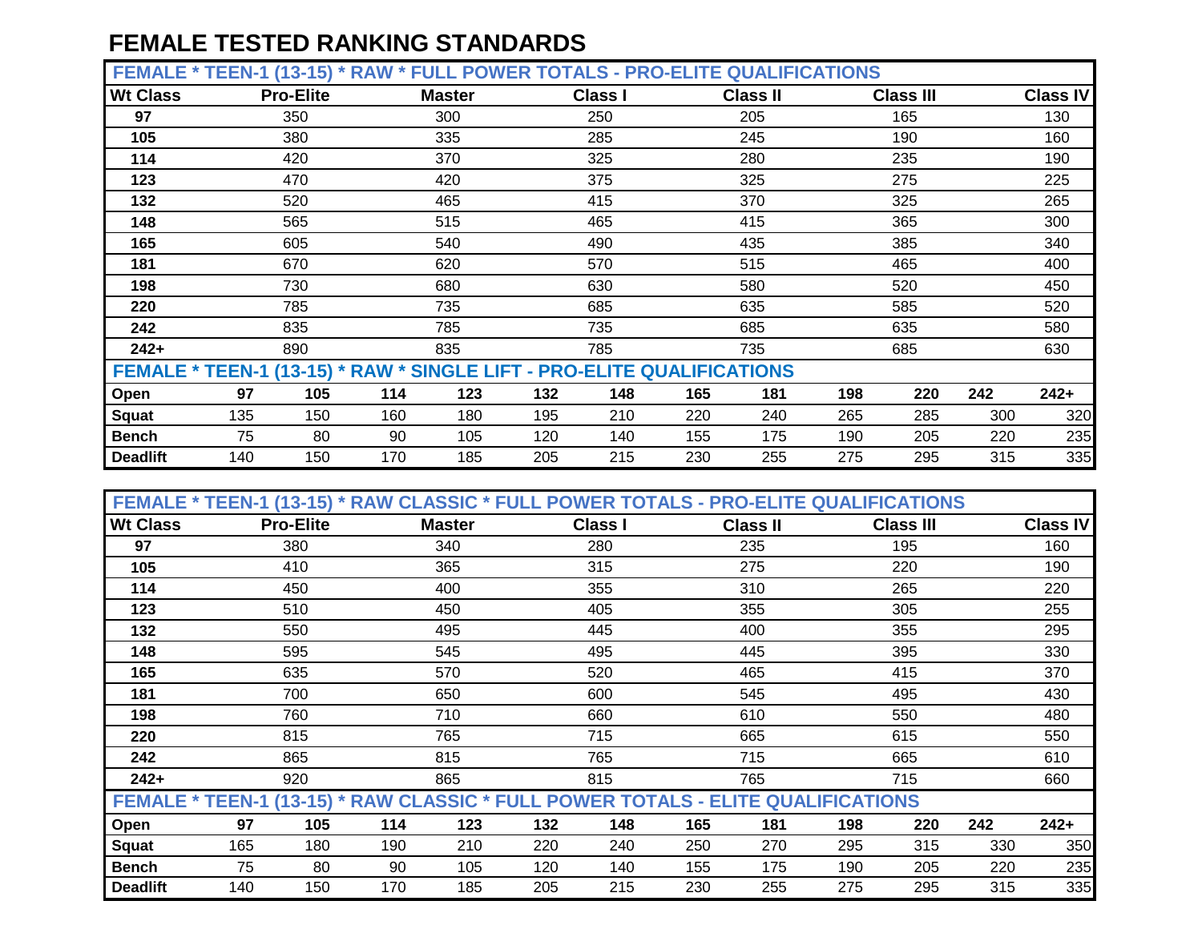# FEMALE TESTED RANKING STANDARDS

| FEMALE * TEEN-1 (13-15) * RAW * FULL POWER TOTALS - PRO-ELITE QUALIFICATIONS | | | | | | |
|---|---|---|---|---|---|---|
| **Wt Class** | **Pro-Elite** | **Master** | **Class I** | **Class II** | **Class III** | **Class IV** |
| **97** | 350 | 300 | 250 | 205 | 165 | 130 |
| **105** | 380 | 335 | 285 | 245 | 190 | 160 |
| **114** | 420 | 370 | 325 | 280 | 235 | 190 |
| **123** | 470 | 420 | 375 | 325 | 275 | 225 |
| **132** | 520 | 465 | 415 | 370 | 325 | 265 |
| **148** | 565 | 515 | 465 | 415 | 365 | 300 |
| **165** | 605 | 540 | 490 | 435 | 385 | 340 |
| **181** | 670 | 620 | 570 | 515 | 465 | 400 |
| **198** | 730 | 680 | 630 | 580 | 520 | 450 |
| **220** | 785 | 735 | 685 | 635 | 585 | 520 |
| **242** | 835 | 785 | 735 | 685 | 635 | 580 |
| **242+** | 890 | 835 | 785 | 735 | 685 | 630 |

| FEMALE * TEEN-1 (13-15) * RAW * SINGLE LIFT - PRO-ELITE QUALIFICATIONS | | | | | | | | | | | | |
|---|---|---|---|---|---|---|---|---|---|---|---|---|
| **Open** | **97** | **105** | **114** | **123** | **132** | **148** | **165** | **181** | **198** | **220** | **242** | **242+** |
| **Squat** | 135 | 150 | 160 | 180 | 195 | 210 | 220 | 240 | 265 | 285 | 300 | 320 |
| **Bench** | 75 | 80 | 90 | 105 | 120 | 140 | 155 | 175 | 190 | 205 | 220 | 235 |
| **Deadlift** | 140 | 150 | 170 | 185 | 205 | 215 | 230 | 255 | 275 | 295 | 315 | 335 |

| FEMALE * TEEN-1 (13-15) * RAW CLASSIC * FULL POWER TOTALS - PRO-ELITE QUALIFICATIONS | | | | | | |
|---|---|---|---|---|---|---|
| **Wt Class** | **Pro-Elite** | **Master** | **Class I** | **Class II** | **Class III** | **Class IV** |
| **97** | 380 | 340 | 280 | 235 | 195 | 160 |
| **105** | 410 | 365 | 315 | 275 | 220 | 190 |
| **114** | 450 | 400 | 355 | 310 | 265 | 220 |
| **123** | 510 | 450 | 405 | 355 | 305 | 255 |
| **132** | 550 | 495 | 445 | 400 | 355 | 295 |
| **148** | 595 | 545 | 495 | 445 | 395 | 330 |
| **165** | 635 | 570 | 520 | 465 | 415 | 370 |
| **181** | 700 | 650 | 600 | 545 | 495 | 430 |
| **198** | 760 | 710 | 660 | 610 | 550 | 480 |
| **220** | 815 | 765 | 715 | 665 | 615 | 550 |
| **242** | 865 | 815 | 765 | 715 | 665 | 610 |
| **242+** | 920 | 865 | 815 | 765 | 715 | 660 |

| FEMALE * TEEN-1 (13-15) * RAW CLASSIC * FULL POWER TOTALS - ELITE QUALIFICATIONS | | | | | | | | | | | | |
|---|---|---|---|---|---|---|---|---|---|---|---|---|
| **Open** | **97** | **105** | **114** | **123** | **132** | **148** | **165** | **181** | **198** | **220** | **242** | **242+** |
| **Squat** | 165 | 180 | 190 | 210 | 220 | 240 | 250 | 270 | 295 | 315 | 330 | 350 |
| **Bench** | 75 | 80 | 90 | 105 | 120 | 140 | 155 | 175 | 190 | 205 | 220 | 235 |
| **Deadlift** | 140 | 150 | 170 | 185 | 205 | 215 | 230 | 255 | 275 | 295 | 315 | 335 |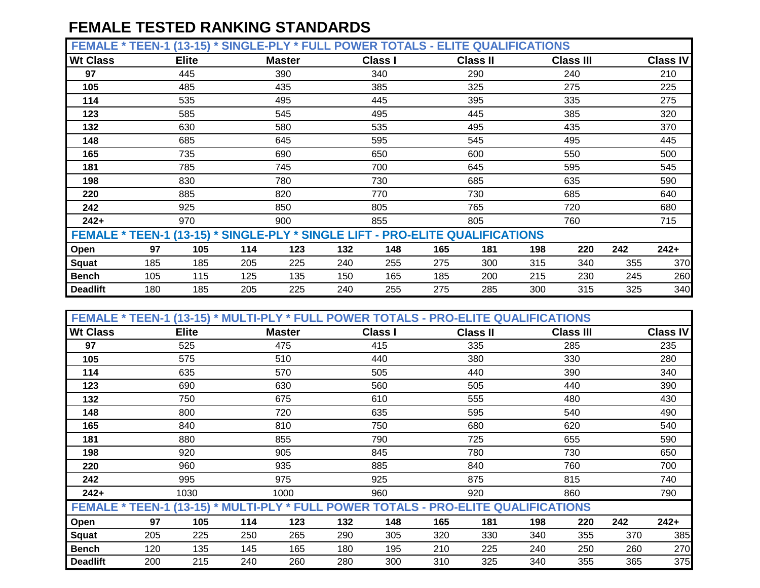# FEMALE TESTED RANKING STANDARDS

| FEMALE * TEEN-1 (13-15) * SINGLE-PLY * FULL POWER TOTALS - ELITE QUALIFICATIONS | | | | | | |
|---|---|---|---|---|---|---|
| **Wt Class** | **Elite** | **Master** | **Class I** | **Class II** | **Class III** | **Class IV** |
| **97** | 445 | 390 | 340 | 290 | 240 | 210 |
| **105** | 485 | 435 | 385 | 325 | 275 | 225 |
| **114** | 535 | 495 | 445 | 395 | 335 | 275 |
| **123** | 585 | 545 | 495 | 445 | 385 | 320 |
| **132** | 630 | 580 | 535 | 495 | 435 | 370 |
| **148** | 685 | 645 | 595 | 545 | 495 | 445 |
| **165** | 735 | 690 | 650 | 600 | 550 | 500 |
| **181** | 785 | 745 | 700 | 645 | 595 | 545 |
| **198** | 830 | 780 | 730 | 685 | 635 | 590 |
| **220** | 885 | 820 | 770 | 730 | 685 | 640 |
| **242** | 925 | 850 | 805 | 765 | 720 | 680 |
| **242+** | 970 | 900 | 855 | 805 | 760 | 715 |

| FEMALE * TEEN-1 (13-15) * SINGLE-PLY * SINGLE LIFT - PRO-ELITE QUALIFICATIONS | | | | | | | | | | | | |
|---|---|---|---|---|---|---|---|---|---|---|---|---|
| **Open** | **97** | **105** | **114** | **123** | **132** | **148** | **165** | **181** | **198** | **220** | **242** | **242+** |
| **Squat** | 185 | 185 | 205 | 225 | 240 | 255 | 275 | 300 | 315 | 340 | 355 | 370 |
| **Bench** | 105 | 115 | 125 | 135 | 150 | 165 | 185 | 200 | 215 | 230 | 245 | 260 |
| **Deadlift** | 180 | 185 | 205 | 225 | 240 | 255 | 275 | 285 | 300 | 315 | 325 | 340 |

| FEMALE * TEEN-1 (13-15) * MULTI-PLY * FULL POWER TOTALS - PRO-ELITE QUALIFICATIONS | | | | | | |
|---|---|---|---|---|---|---|
| **Wt Class** | **Elite** | **Master** | **Class I** | **Class II** | **Class III** | **Class IV** |
| **97** | 525 | 475 | 415 | 335 | 285 | 235 |
| **105** | 575 | 510 | 440 | 380 | 330 | 280 |
| **114** | 635 | 570 | 505 | 440 | 390 | 340 |
| **123** | 690 | 630 | 560 | 505 | 440 | 390 |
| **132** | 750 | 675 | 610 | 555 | 480 | 430 |
| **148** | 800 | 720 | 635 | 595 | 540 | 490 |
| **165** | 840 | 810 | 750 | 680 | 620 | 540 |
| **181** | 880 | 855 | 790 | 725 | 655 | 590 |
| **198** | 920 | 905 | 845 | 780 | 730 | 650 |
| **220** | 960 | 935 | 885 | 840 | 760 | 700 |
| **242** | 995 | 975 | 925 | 875 | 815 | 740 |
| **242+** | 1030 | 1000 | 960 | 920 | 860 | 790 |

| FEMALE * TEEN-1 (13-15) * MULTI-PLY * FULL POWER TOTALS - PRO-ELITE QUALIFICATIONS | | | | | | | | | | | | |
|---|---|---|---|---|---|---|---|---|---|---|---|---|
| **Open** | **97** | **105** | **114** | **123** | **132** | **148** | **165** | **181** | **198** | **220** | **242** | **242+** |
| **Squat** | 205 | 225 | 250 | 265 | 290 | 305 | 320 | 330 | 340 | 355 | 370 | 385 |
| **Bench** | 120 | 135 | 145 | 165 | 180 | 195 | 210 | 225 | 240 | 250 | 260 | 270 |
| **Deadlift** | 200 | 215 | 240 | 260 | 280 | 300 | 310 | 325 | 340 | 355 | 365 | 375 |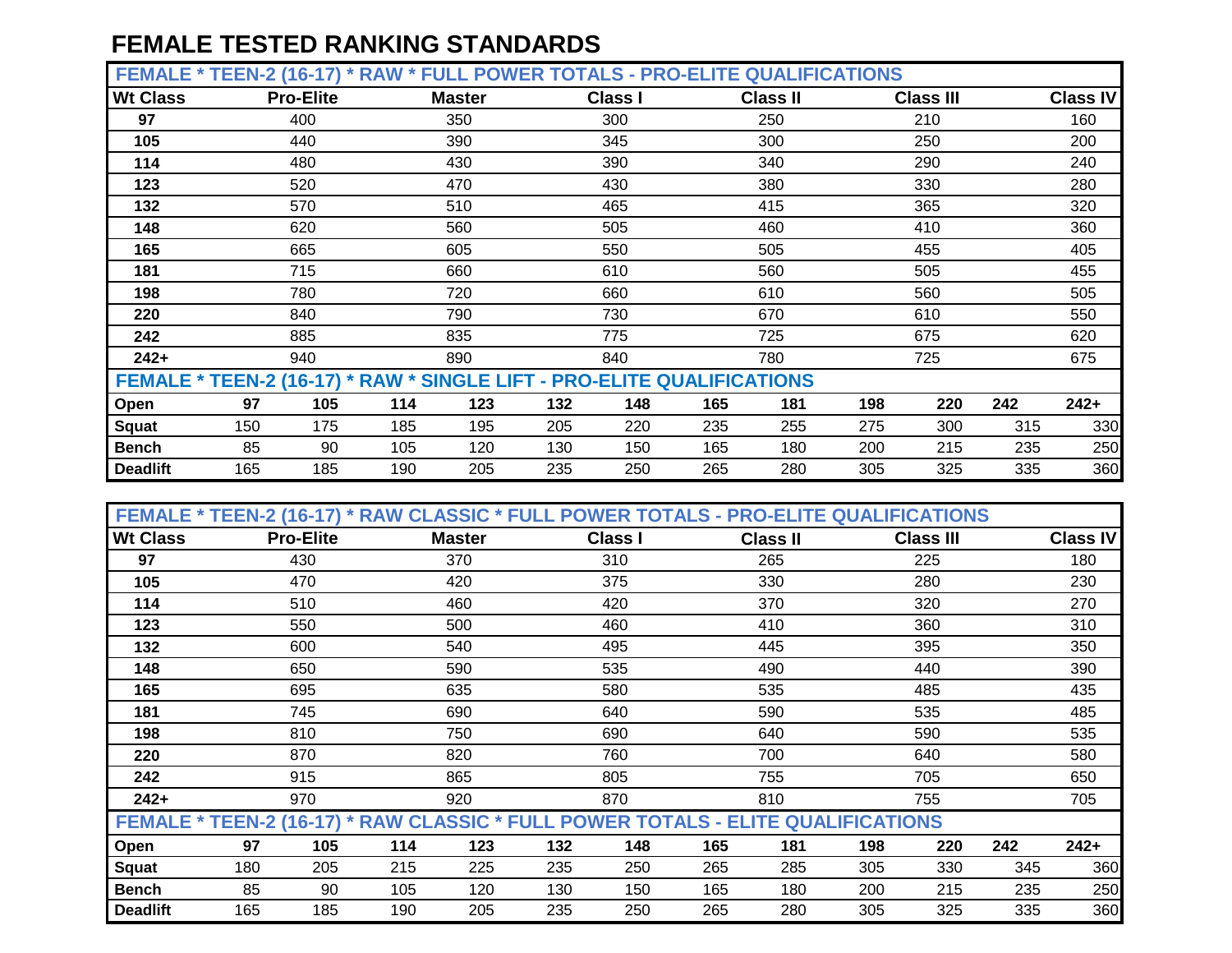# FEMALE TESTED RANKING STANDARDS

| FEMALE * TEEN-2 (16-17) * RAW * FULL POWER TOTALS - PRO-ELITE QUALIFICATIONS | | | | | | |
|---|---|---|---|---|---|---|
| **Wt Class** | **Pro-Elite** | **Master** | **Class I** | **Class II** | **Class III** | **Class IV** |
| **97** | 400 | 350 | 300 | 250 | 210 | 160 |
| **105** | 440 | 390 | 345 | 300 | 250 | 200 |
| **114** | 480 | 430 | 390 | 340 | 290 | 240 |
| **123** | 520 | 470 | 430 | 380 | 330 | 280 |
| **132** | 570 | 510 | 465 | 415 | 365 | 320 |
| **148** | 620 | 560 | 505 | 460 | 410 | 360 |
| **165** | 665 | 605 | 550 | 505 | 455 | 405 |
| **181** | 715 | 660 | 610 | 560 | 505 | 455 |
| **198** | 780 | 720 | 660 | 610 | 560 | 505 |
| **220** | 840 | 790 | 730 | 670 | 610 | 550 |
| **242** | 885 | 835 | 775 | 725 | 675 | 620 |
| **242+** | 940 | 890 | 840 | 780 | 725 | 675 |

| FEMALE * TEEN-2 (16-17) * RAW * SINGLE LIFT - PRO-ELITE QUALIFICATIONS | | | | | | | | | | | | |
|---|---|---|---|---|---|---|---|---|---|---|---|---|
| **Open** | **97** | **105** | **114** | **123** | **132** | **148** | **165** | **181** | **198** | **220** | **242** | **242+** |
| **Squat** | 150 | 175 | 185 | 195 | 205 | 220 | 235 | 255 | 275 | 300 | 315 | 330 |
| **Bench** | 85 | 90 | 105 | 120 | 130 | 150 | 165 | 180 | 200 | 215 | 235 | 250 |
| **Deadlift** | 165 | 185 | 190 | 205 | 235 | 250 | 265 | 280 | 305 | 325 | 335 | 360 |

| FEMALE * TEEN-2 (16-17) * RAW CLASSIC * FULL POWER TOTALS - PRO-ELITE QUALIFICATIONS | | | | | | |
|---|---|---|---|---|---|---|
| **Wt Class** | **Pro-Elite** | **Master** | **Class I** | **Class II** | **Class III** | **Class IV** |
| **97** | 430 | 370 | 310 | 265 | 225 | 180 |
| **105** | 470 | 420 | 375 | 330 | 280 | 230 |
| **114** | 510 | 460 | 420 | 370 | 320 | 270 |
| **123** | 550 | 500 | 460 | 410 | 360 | 310 |
| **132** | 600 | 540 | 495 | 445 | 395 | 350 |
| **148** | 650 | 590 | 535 | 490 | 440 | 390 |
| **165** | 695 | 635 | 580 | 535 | 485 | 435 |
| **181** | 745 | 690 | 640 | 590 | 535 | 485 |
| **198** | 810 | 750 | 690 | 640 | 590 | 535 |
| **220** | 870 | 820 | 760 | 700 | 640 | 580 |
| **242** | 915 | 865 | 805 | 755 | 705 | 650 |
| **242+** | 970 | 920 | 870 | 810 | 755 | 705 |

| FEMALE * TEEN-2 (16-17) * RAW CLASSIC * FULL POWER TOTALS - ELITE QUALIFICATIONS | | | | | | | | | | | | |
|---|---|---|---|---|---|---|---|---|---|---|---|---|
| **Open** | **97** | **105** | **114** | **123** | **132** | **148** | **165** | **181** | **198** | **220** | **242** | **242+** |
| **Squat** | 180 | 205 | 215 | 225 | 235 | 250 | 265 | 285 | 305 | 330 | 345 | 360 |
| **Bench** | 85 | 90 | 105 | 120 | 130 | 150 | 165 | 180 | 200 | 215 | 235 | 250 |
| **Deadlift** | 165 | 185 | 190 | 205 | 235 | 250 | 265 | 280 | 305 | 325 | 335 | 360 |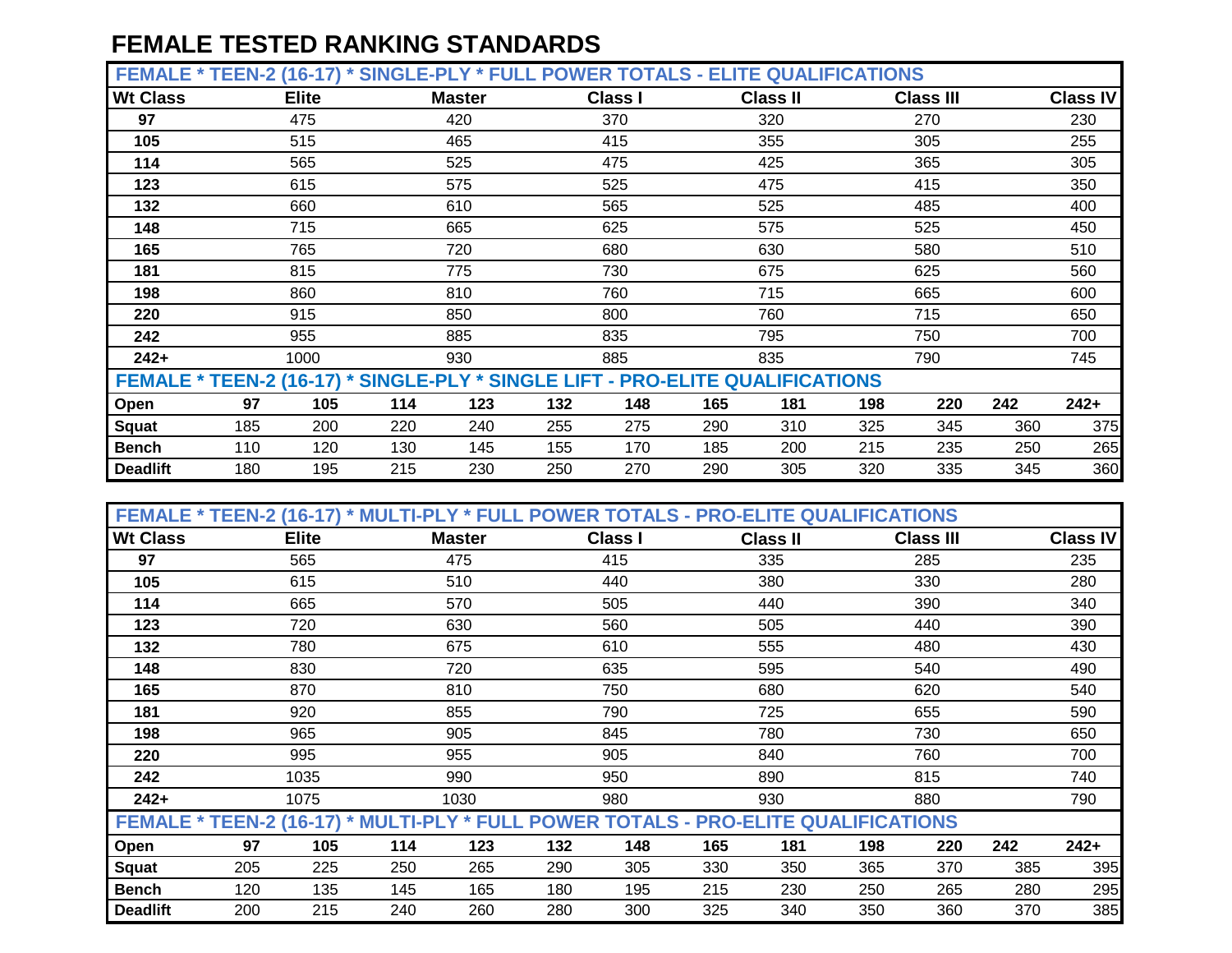# FEMALE TESTED RANKING STANDARDS

**FEMALE * TEEN-2 (16-17) * SINGLE-PLY * FULL POWER TOTALS - ELITE QUALIFICATIONS**

| Wt Class | Elite | Master | Class I | Class II | Class III | Class IV |
|---|---|---|---|---|---|---|
| 97 | 475 | 420 | 370 | 320 | 270 | 230 |
| 105 | 515 | 465 | 415 | 355 | 305 | 255 |
| 114 | 565 | 525 | 475 | 425 | 365 | 305 |
| 123 | 615 | 575 | 525 | 475 | 415 | 350 |
| 132 | 660 | 610 | 565 | 525 | 485 | 400 |
| 148 | 715 | 665 | 625 | 575 | 525 | 450 |
| 165 | 765 | 720 | 680 | 630 | 580 | 510 |
| 181 | 815 | 775 | 730 | 675 | 625 | 560 |
| 198 | 860 | 810 | 760 | 715 | 665 | 600 |
| 220 | 915 | 850 | 800 | 760 | 715 | 650 |
| 242 | 955 | 885 | 835 | 795 | 750 | 700 |
| 242+ | 1000 | 930 | 885 | 835 | 790 | 745 |

**FEMALE * TEEN-2 (16-17) * SINGLE-PLY * SINGLE LIFT - PRO-ELITE QUALIFICATIONS**

| Open | 97 | 105 | 114 | 123 | 132 | 148 | 165 | 181 | 198 | 220 | 242 | 242+ |
|---|---|---|---|---|---|---|---|---|---|---|---|---|
| Squat | 185 | 200 | 220 | 240 | 255 | 275 | 290 | 310 | 325 | 345 | 360 | 375 |
| Bench | 110 | 120 | 130 | 145 | 155 | 170 | 185 | 200 | 215 | 235 | 250 | 265 |
| Deadlift | 180 | 195 | 215 | 230 | 250 | 270 | 290 | 305 | 320 | 335 | 345 | 360 |

**FEMALE * TEEN-2 (16-17) * MULTI-PLY * FULL POWER TOTALS - PRO-ELITE QUALIFICATIONS**

| Wt Class | Elite | Master | Class I | Class II | Class III | Class IV |
|---|---|---|---|---|---|---|
| 97 | 565 | 475 | 415 | 335 | 285 | 235 |
| 105 | 615 | 510 | 440 | 380 | 330 | 280 |
| 114 | 665 | 570 | 505 | 440 | 390 | 340 |
| 123 | 720 | 630 | 560 | 505 | 440 | 390 |
| 132 | 780 | 675 | 610 | 555 | 480 | 430 |
| 148 | 830 | 720 | 635 | 595 | 540 | 490 |
| 165 | 870 | 810 | 750 | 680 | 620 | 540 |
| 181 | 920 | 855 | 790 | 725 | 655 | 590 |
| 198 | 965 | 905 | 845 | 780 | 730 | 650 |
| 220 | 995 | 955 | 905 | 840 | 760 | 700 |
| 242 | 1035 | 990 | 950 | 890 | 815 | 740 |
| 242+ | 1075 | 1030 | 980 | 930 | 880 | 790 |

**FEMALE * TEEN-2 (16-17) * MULTI-PLY * FULL POWER TOTALS - PRO-ELITE QUALIFICATIONS**

| Open | 97 | 105 | 114 | 123 | 132 | 148 | 165 | 181 | 198 | 220 | 242 | 242+ |
|---|---|---|---|---|---|---|---|---|---|---|---|---|
| Squat | 205 | 225 | 250 | 265 | 290 | 305 | 330 | 350 | 365 | 370 | 385 | 395 |
| Bench | 120 | 135 | 145 | 165 | 180 | 195 | 215 | 230 | 250 | 265 | 280 | 295 |
| Deadlift | 200 | 215 | 240 | 260 | 280 | 300 | 325 | 340 | 350 | 360 | 370 | 385 |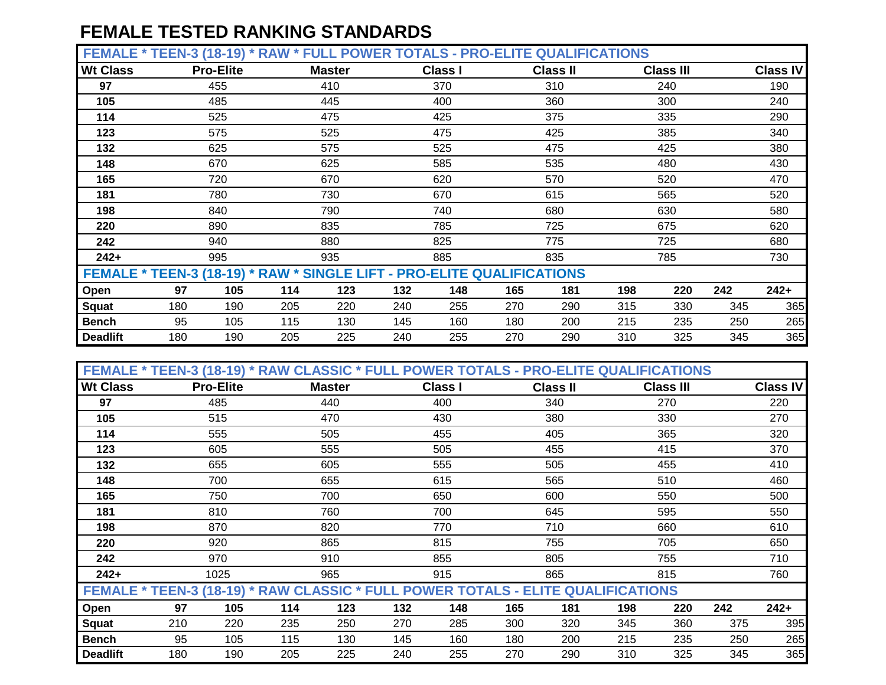# FEMALE TESTED RANKING STANDARDS

| FEMALE * TEEN-3 (18-19) * RAW * FULL POWER TOTALS - PRO-ELITE QUALIFICATIONS | | | | | | |
|---|---|---|---|---|---|---|
| **Wt Class** | **Pro-Elite** | **Master** | **Class I** | **Class II** | **Class III** | **Class IV** |
| **97** | 455 | 410 | 370 | 310 | 240 | 190 |
| **105** | 485 | 445 | 400 | 360 | 300 | 240 |
| **114** | 525 | 475 | 425 | 375 | 335 | 290 |
| **123** | 575 | 525 | 475 | 425 | 385 | 340 |
| **132** | 625 | 575 | 525 | 475 | 425 | 380 |
| **148** | 670 | 625 | 585 | 535 | 480 | 430 |
| **165** | 720 | 670 | 620 | 570 | 520 | 470 |
| **181** | 780 | 730 | 670 | 615 | 565 | 520 |
| **198** | 840 | 790 | 740 | 680 | 630 | 580 |
| **220** | 890 | 835 | 785 | 725 | 675 | 620 |
| **242** | 940 | 880 | 825 | 775 | 725 | 680 |
| **242+** | 995 | 935 | 885 | 835 | 785 | 730 |

| FEMALE * TEEN-3 (18-19) * RAW * SINGLE LIFT - PRO-ELITE QUALIFICATIONS | | | | | | | | | | | | |
|---|---|---|---|---|---|---|---|---|---|---|---|---|
| **Open** | **97** | **105** | **114** | **123** | **132** | **148** | **165** | **181** | **198** | **220** | **242** | **242+** |
| **Squat** | 180 | 190 | 205 | 220 | 240 | 255 | 270 | 290 | 315 | 330 | 345 | 365 |
| **Bench** | 95 | 105 | 115 | 130 | 145 | 160 | 180 | 200 | 215 | 235 | 250 | 265 |
| **Deadlift** | 180 | 190 | 205 | 225 | 240 | 255 | 270 | 290 | 310 | 325 | 345 | 365 |

| FEMALE * TEEN-3 (18-19) * RAW CLASSIC * FULL POWER TOTALS - PRO-ELITE QUALIFICATIONS | | | | | | |
|---|---|---|---|---|---|---|
| **Wt Class** | **Pro-Elite** | **Master** | **Class I** | **Class II** | **Class III** | **Class IV** |
| **97** | 485 | 440 | 400 | 340 | 270 | 220 |
| **105** | 515 | 470 | 430 | 380 | 330 | 270 |
| **114** | 555 | 505 | 455 | 405 | 365 | 320 |
| **123** | 605 | 555 | 505 | 455 | 415 | 370 |
| **132** | 655 | 605 | 555 | 505 | 455 | 410 |
| **148** | 700 | 655 | 615 | 565 | 510 | 460 |
| **165** | 750 | 700 | 650 | 600 | 550 | 500 |
| **181** | 810 | 760 | 700 | 645 | 595 | 550 |
| **198** | 870 | 820 | 770 | 710 | 660 | 610 |
| **220** | 920 | 865 | 815 | 755 | 705 | 650 |
| **242** | 970 | 910 | 855 | 805 | 755 | 710 |
| **242+** | 1025 | 965 | 915 | 865 | 815 | 760 |

| FEMALE * TEEN-3 (18-19) * RAW CLASSIC * FULL POWER TOTALS - ELITE QUALIFICATIONS | | | | | | | | | | | | |
|---|---|---|---|---|---|---|---|---|---|---|---|---|
| **Open** | **97** | **105** | **114** | **123** | **132** | **148** | **165** | **181** | **198** | **220** | **242** | **242+** |
| **Squat** | 210 | 220 | 235 | 250 | 270 | 285 | 300 | 320 | 345 | 360 | 375 | 395 |
| **Bench** | 95 | 105 | 115 | 130 | 145 | 160 | 180 | 200 | 215 | 235 | 250 | 265 |
| **Deadlift** | 180 | 190 | 205 | 225 | 240 | 255 | 270 | 290 | 310 | 325 | 345 | 365 |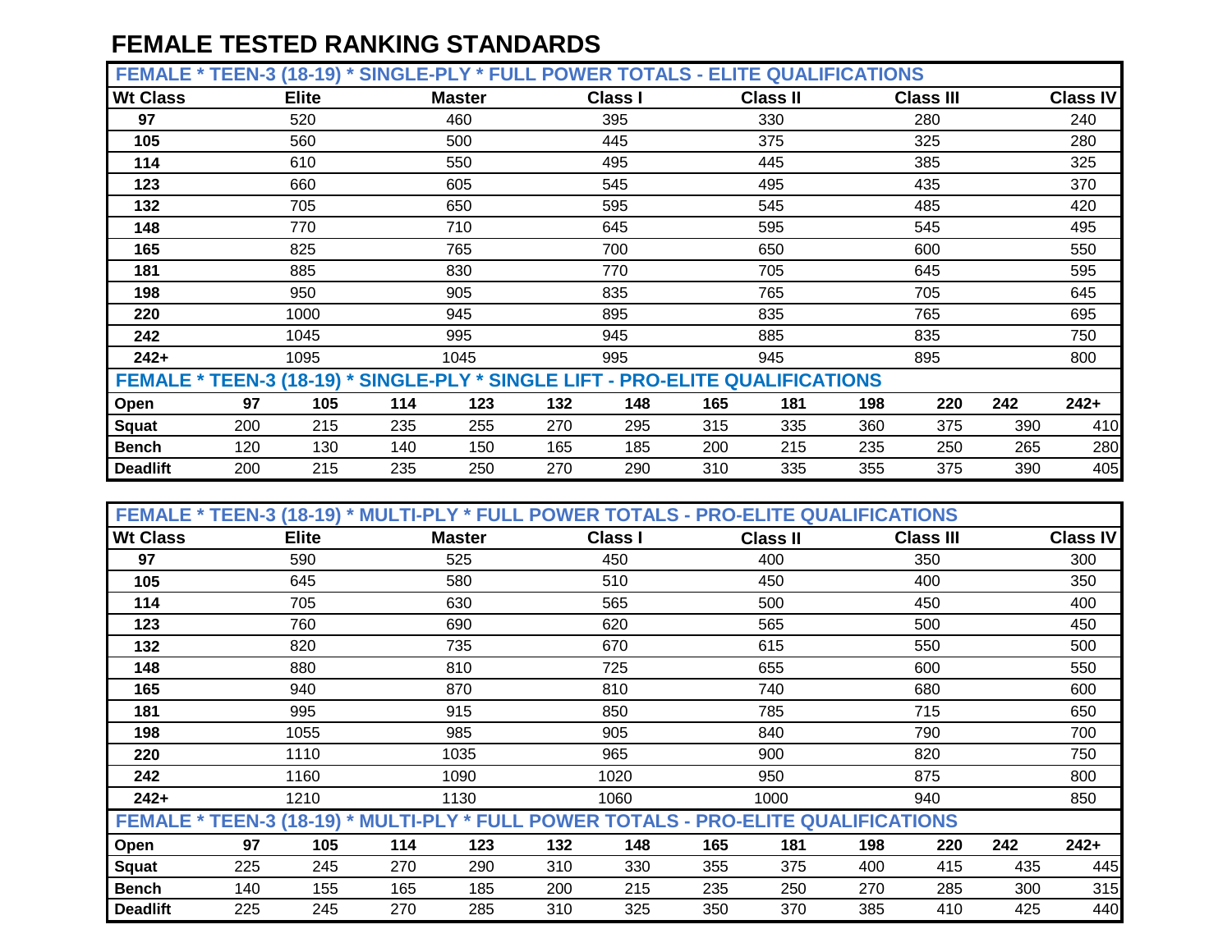# FEMALE TESTED RANKING STANDARDS

| FEMALE * TEEN-3 (18-19) * SINGLE-PLY * FULL POWER TOTALS - ELITE QUALIFICATIONS | | | | | | |
|---|---|---|---|---|---|---|
| **Wt Class** | **Elite** | **Master** | **Class I** | **Class II** | **Class III** | **Class IV** |
| **97** | 520 | 460 | 395 | 330 | 280 | 240 |
| **105** | 560 | 500 | 445 | 375 | 325 | 280 |
| **114** | 610 | 550 | 495 | 445 | 385 | 325 |
| **123** | 660 | 605 | 545 | 495 | 435 | 370 |
| **132** | 705 | 650 | 595 | 545 | 485 | 420 |
| **148** | 770 | 710 | 645 | 595 | 545 | 495 |
| **165** | 825 | 765 | 700 | 650 | 600 | 550 |
| **181** | 885 | 830 | 770 | 705 | 645 | 595 |
| **198** | 950 | 905 | 835 | 765 | 705 | 645 |
| **220** | 1000 | 945 | 895 | 835 | 765 | 695 |
| **242** | 1045 | 995 | 945 | 885 | 835 | 750 |
| **242+** | 1095 | 1045 | 995 | 945 | 895 | 800 |

| FEMALE * TEEN-3 (18-19) * SINGLE-PLY * SINGLE LIFT - PRO-ELITE QUALIFICATIONS | | | | | | | | | | | | |
|---|---|---|---|---|---|---|---|---|---|---|---|---|
| **Open** | **97** | **105** | **114** | **123** | **132** | **148** | **165** | **181** | **198** | **220** | **242** | **242+** |
| **Squat** | 200 | 215 | 235 | 255 | 270 | 295 | 315 | 335 | 360 | 375 | 390 | 410 |
| **Bench** | 120 | 130 | 140 | 150 | 165 | 185 | 200 | 215 | 235 | 250 | 265 | 280 |
| **Deadlift** | 200 | 215 | 235 | 250 | 270 | 290 | 310 | 335 | 355 | 375 | 390 | 405 |

| FEMALE * TEEN-3 (18-19) * MULTI-PLY * FULL POWER TOTALS - PRO-ELITE QUALIFICATIONS | | | | | | |
|---|---|---|---|---|---|---|
| **Wt Class** | **Elite** | **Master** | **Class I** | **Class II** | **Class III** | **Class IV** |
| **97** | 590 | 525 | 450 | 400 | 350 | 300 |
| **105** | 645 | 580 | 510 | 450 | 400 | 350 |
| **114** | 705 | 630 | 565 | 500 | 450 | 400 |
| **123** | 760 | 690 | 620 | 565 | 500 | 450 |
| **132** | 820 | 735 | 670 | 615 | 550 | 500 |
| **148** | 880 | 810 | 725 | 655 | 600 | 550 |
| **165** | 940 | 870 | 810 | 740 | 680 | 600 |
| **181** | 995 | 915 | 850 | 785 | 715 | 650 |
| **198** | 1055 | 985 | 905 | 840 | 790 | 700 |
| **220** | 1110 | 1035 | 965 | 900 | 820 | 750 |
| **242** | 1160 | 1090 | 1020 | 950 | 875 | 800 |
| **242+** | 1210 | 1130 | 1060 | 1000 | 940 | 850 |

| FEMALE * TEEN-3 (18-19) * MULTI-PLY * FULL POWER TOTALS - PRO-ELITE QUALIFICATIONS | | | | | | | | | | | | |
|---|---|---|---|---|---|---|---|---|---|---|---|---|
| **Open** | **97** | **105** | **114** | **123** | **132** | **148** | **165** | **181** | **198** | **220** | **242** | **242+** |
| **Squat** | 225 | 245 | 270 | 290 | 310 | 330 | 355 | 375 | 400 | 415 | 435 | 445 |
| **Bench** | 140 | 155 | 165 | 185 | 200 | 215 | 235 | 250 | 270 | 285 | 300 | 315 |
| **Deadlift** | 225 | 245 | 270 | 285 | 310 | 325 | 350 | 370 | 385 | 410 | 425 | 440 |